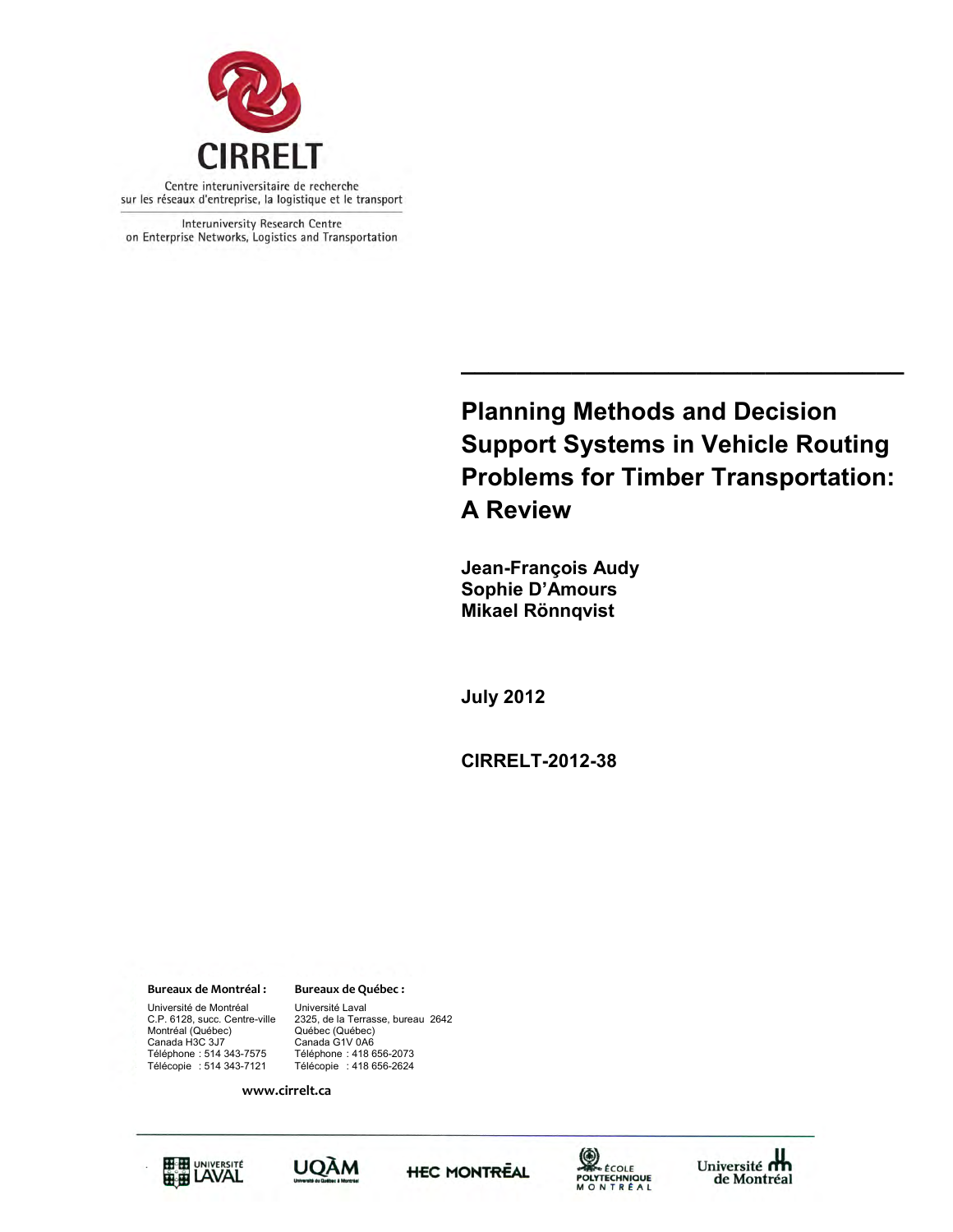CIRRELT

Centre interuniversitaire de recherche sur les réseaux d'entreprise, la logistique et le transport

Interuniversity Research Centre on Enterprise Networks, Logistics and Transportation

# Planning Methods and Decision Support Systems in Vehicle Routing Problems for Timber Transportation: A Review

**Jean-François Audy**
**Sophie D'Amours**
**Mikael Rönnqvist**

**July 2012**

**CIRRELT-2012-38**

**Bureaux de Montréal :**
Université de Montréal
C.P. 6128, succ. Centre-ville
Montréal (Québec)
Canada H3C 3J7
Téléphone : 514 343-7575
Télécopie : 514 343-7121

**Bureaux de Québec :**
Université Laval
2325, de la Terrasse, bureau 2642
Québec (Québec)
Canada G1V 0A6
Téléphone : 418 656-2073
Télécopie : 418 656-2624

**www.cirrelt.ca**

Université Laval · UQÀM · HEC Montréal · École Polytechnique Montréal · Université de Montréal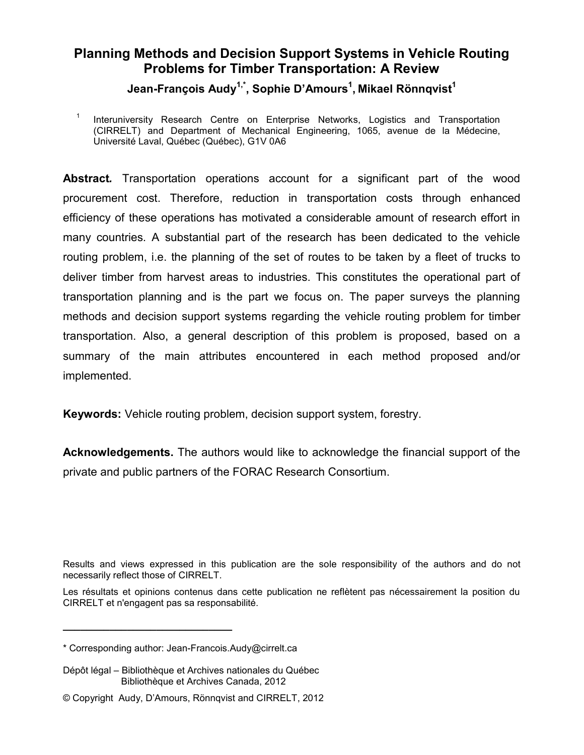# Planning Methods and Decision Support Systems in Vehicle Routing Problems for Timber Transportation: A Review

**Jean-François Audy[1,*], Sophie D'Amours[1], Mikael Rönnqvist[1]**

[1] Interuniversity Research Centre on Enterprise Networks, Logistics and Transportation (CIRRELT) and Department of Mechanical Engineering, 1065, avenue de la Médecine, Université Laval, Québec (Québec), G1V 0A6

**Abstract.** Transportation operations account for a significant part of the wood procurement cost. Therefore, reduction in transportation costs through enhanced efficiency of these operations has motivated a considerable amount of research effort in many countries. A substantial part of the research has been dedicated to the vehicle routing problem, i.e. the planning of the set of routes to be taken by a fleet of trucks to deliver timber from harvest areas to industries. This constitutes the operational part of transportation planning and is the part we focus on. The paper surveys the planning methods and decision support systems regarding the vehicle routing problem for timber transportation. Also, a general description of this problem is proposed, based on a summary of the main attributes encountered in each method proposed and/or implemented.

**Keywords:** Vehicle routing problem, decision support system, forestry.

**Acknowledgements.** The authors would like to acknowledge the financial support of the private and public partners of the FORAC Research Consortium.

Results and views expressed in this publication are the sole responsibility of the authors and do not necessarily reflect those of CIRRELT.

Les résultats et opinions contenus dans cette publication ne reflètent pas nécessairement la position du CIRRELT et n'engagent pas sa responsabilité.

\* Corresponding author: Jean-Francois.Audy@cirrelt.ca

Dépôt légal – Bibliothèque et Archives nationales du Québec
Bibliothèque et Archives Canada, 2012

© Copyright Audy, D'Amours, Rönnqvist and CIRRELT, 2012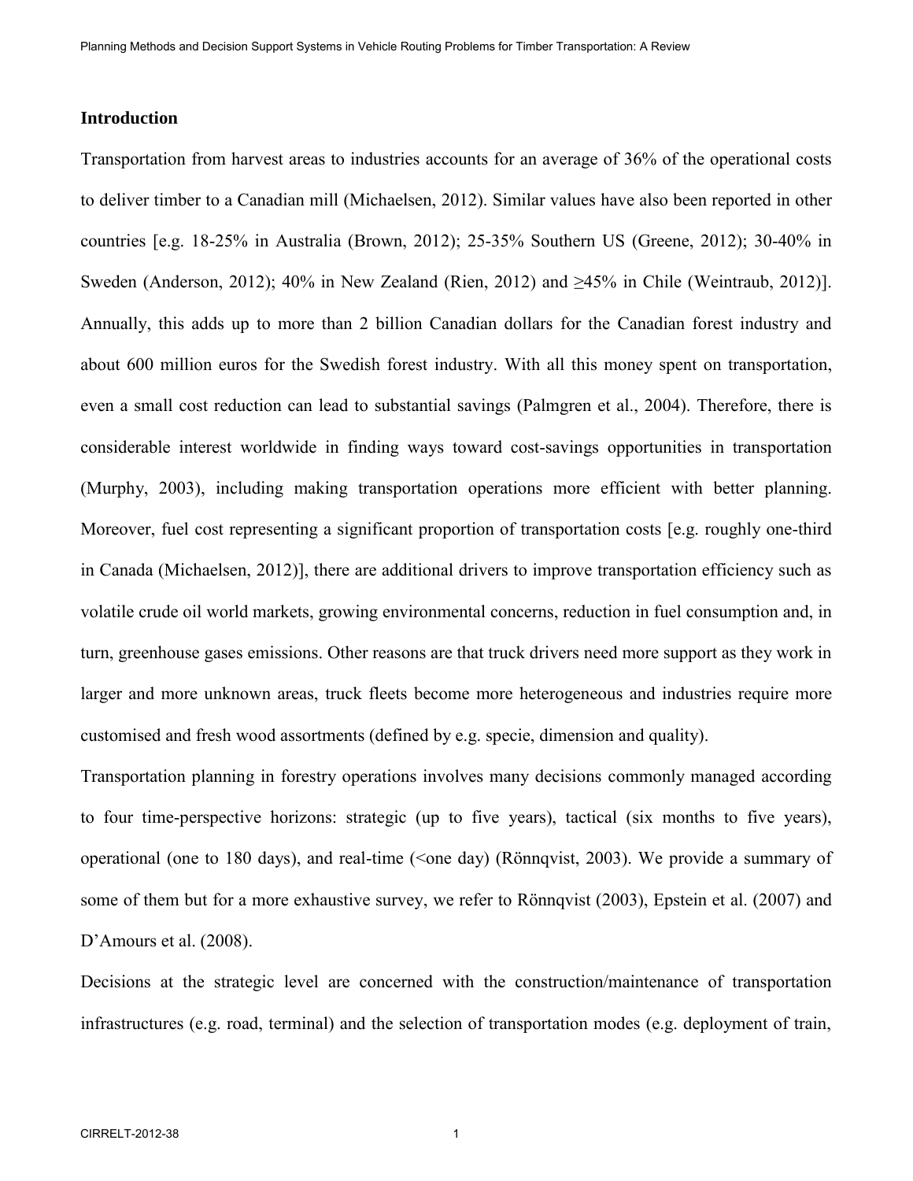## Introduction

Transportation from harvest areas to industries accounts for an average of 36% of the operational costs to deliver timber to a Canadian mill (Michaelsen, 2012). Similar values have also been reported in other countries [e.g. 18-25% in Australia (Brown, 2012); 25-35% Southern US (Greene, 2012); 30-40% in Sweden (Anderson, 2012); 40% in New Zealand (Rien, 2012) and ≥45% in Chile (Weintraub, 2012)]. Annually, this adds up to more than 2 billion Canadian dollars for the Canadian forest industry and about 600 million euros for the Swedish forest industry. With all this money spent on transportation, even a small cost reduction can lead to substantial savings (Palmgren et al., 2004). Therefore, there is considerable interest worldwide in finding ways toward cost-savings opportunities in transportation (Murphy, 2003), including making transportation operations more efficient with better planning. Moreover, fuel cost representing a significant proportion of transportation costs [e.g. roughly one-third in Canada (Michaelsen, 2012)], there are additional drivers to improve transportation efficiency such as volatile crude oil world markets, growing environmental concerns, reduction in fuel consumption and, in turn, greenhouse gases emissions. Other reasons are that truck drivers need more support as they work in larger and more unknown areas, truck fleets become more heterogeneous and industries require more customised and fresh wood assortments (defined by e.g. specie, dimension and quality).

Transportation planning in forestry operations involves many decisions commonly managed according to four time-perspective horizons: strategic (up to five years), tactical (six months to five years), operational (one to 180 days), and real-time (<one day) (Rönnqvist, 2003). We provide a summary of some of them but for a more exhaustive survey, we refer to Rönnqvist (2003), Epstein et al. (2007) and D'Amours et al. (2008).

Decisions at the strategic level are concerned with the construction/maintenance of transportation infrastructures (e.g. road, terminal) and the selection of transportation modes (e.g. deployment of train,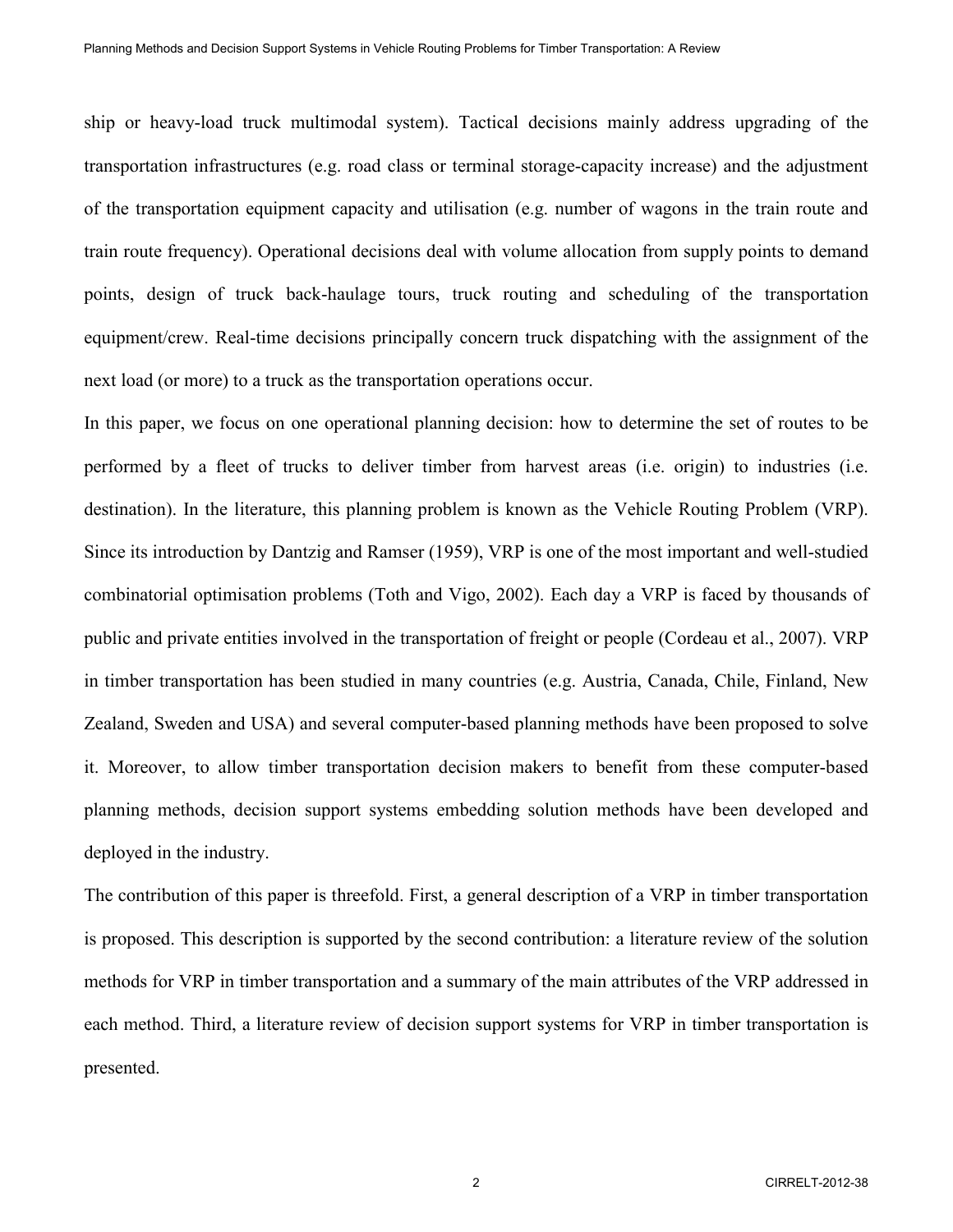ship or heavy-load truck multimodal system). Tactical decisions mainly address upgrading of the transportation infrastructures (e.g. road class or terminal storage-capacity increase) and the adjustment of the transportation equipment capacity and utilisation (e.g. number of wagons in the train route and train route frequency). Operational decisions deal with volume allocation from supply points to demand points, design of truck back-haulage tours, truck routing and scheduling of the transportation equipment/crew. Real-time decisions principally concern truck dispatching with the assignment of the next load (or more) to a truck as the transportation operations occur.

In this paper, we focus on one operational planning decision: how to determine the set of routes to be performed by a fleet of trucks to deliver timber from harvest areas (i.e. origin) to industries (i.e. destination). In the literature, this planning problem is known as the Vehicle Routing Problem (VRP). Since its introduction by Dantzig and Ramser (1959), VRP is one of the most important and well-studied combinatorial optimisation problems (Toth and Vigo, 2002). Each day a VRP is faced by thousands of public and private entities involved in the transportation of freight or people (Cordeau et al., 2007). VRP in timber transportation has been studied in many countries (e.g. Austria, Canada, Chile, Finland, New Zealand, Sweden and USA) and several computer-based planning methods have been proposed to solve it. Moreover, to allow timber transportation decision makers to benefit from these computer-based planning methods, decision support systems embedding solution methods have been developed and deployed in the industry.

The contribution of this paper is threefold. First, a general description of a VRP in timber transportation is proposed. This description is supported by the second contribution: a literature review of the solution methods for VRP in timber transportation and a summary of the main attributes of the VRP addressed in each method. Third, a literature review of decision support systems for VRP in timber transportation is presented.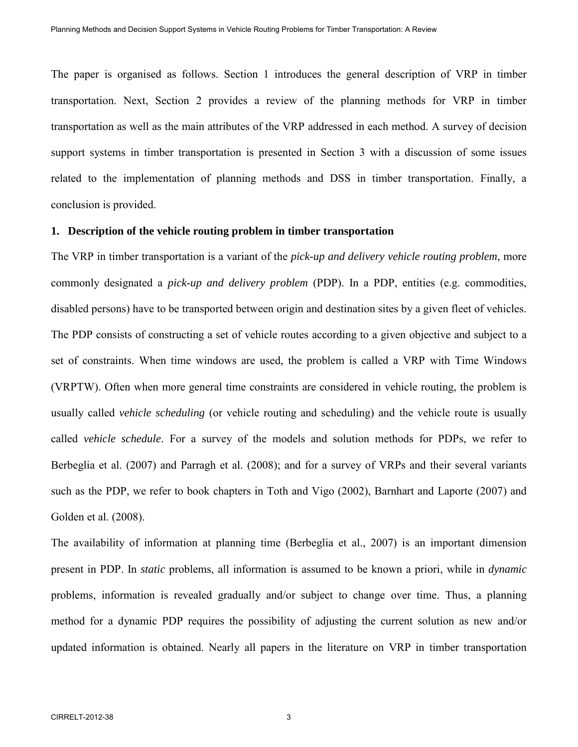The paper is organised as follows. Section 1 introduces the general description of VRP in timber transportation. Next, Section 2 provides a review of the planning methods for VRP in timber transportation as well as the main attributes of the VRP addressed in each method. A survey of decision support systems in timber transportation is presented in Section 3 with a discussion of some issues related to the implementation of planning methods and DSS in timber transportation. Finally, a conclusion is provided.

## 1. Description of the vehicle routing problem in timber transportation

The VRP in timber transportation is a variant of the *pick-up and delivery vehicle routing problem*, more commonly designated a *pick-up and delivery problem* (PDP). In a PDP, entities (e.g. commodities, disabled persons) have to be transported between origin and destination sites by a given fleet of vehicles. The PDP consists of constructing a set of vehicle routes according to a given objective and subject to a set of constraints. When time windows are used, the problem is called a VRP with Time Windows (VRPTW). Often when more general time constraints are considered in vehicle routing, the problem is usually called *vehicle scheduling* (or vehicle routing and scheduling) and the vehicle route is usually called *vehicle schedule*. For a survey of the models and solution methods for PDPs, we refer to Berbeglia et al. (2007) and Parragh et al. (2008); and for a survey of VRPs and their several variants such as the PDP, we refer to book chapters in Toth and Vigo (2002), Barnhart and Laporte (2007) and Golden et al. (2008).

The availability of information at planning time (Berbeglia et al., 2007) is an important dimension present in PDP. In *static* problems, all information is assumed to be known a priori, while in *dynamic* problems, information is revealed gradually and/or subject to change over time. Thus, a planning method for a dynamic PDP requires the possibility of adjusting the current solution as new and/or updated information is obtained. Nearly all papers in the literature on VRP in timber transportation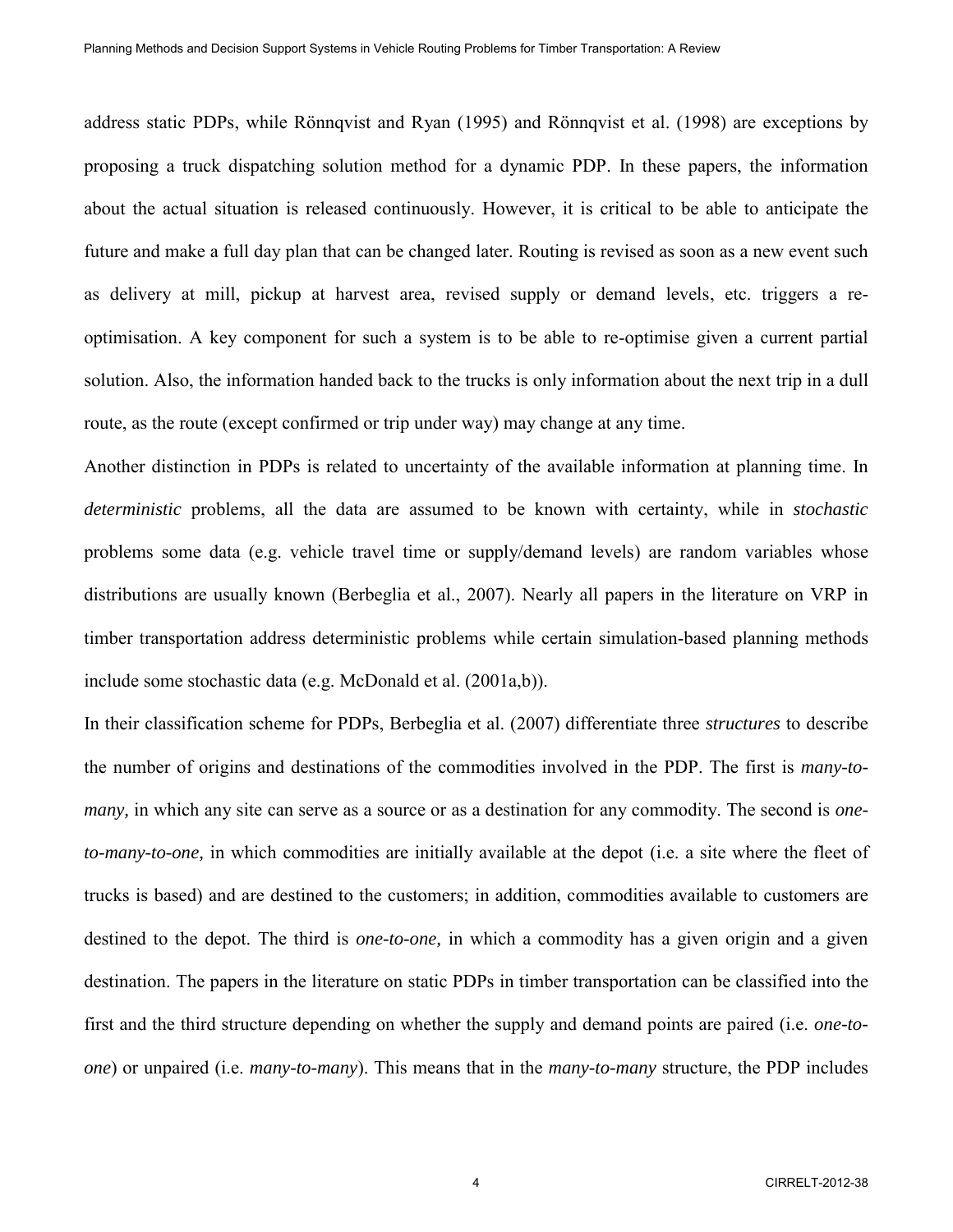address static PDPs, while Rönnqvist and Ryan (1995) and Rönnqvist et al. (1998) are exceptions by proposing a truck dispatching solution method for a dynamic PDP. In these papers, the information about the actual situation is released continuously. However, it is critical to be able to anticipate the future and make a full day plan that can be changed later. Routing is revised as soon as a new event such as delivery at mill, pickup at harvest area, revised supply or demand levels, etc. triggers a re-optimisation. A key component for such a system is to be able to re-optimise given a current partial solution. Also, the information handed back to the trucks is only information about the next trip in a dull route, as the route (except confirmed or trip under way) may change at any time.

Another distinction in PDPs is related to uncertainty of the available information at planning time. In *deterministic* problems, all the data are assumed to be known with certainty, while in *stochastic* problems some data (e.g. vehicle travel time or supply/demand levels) are random variables whose distributions are usually known (Berbeglia et al., 2007). Nearly all papers in the literature on VRP in timber transportation address deterministic problems while certain simulation-based planning methods include some stochastic data (e.g. McDonald et al. (2001a,b)).

In their classification scheme for PDPs, Berbeglia et al. (2007) differentiate three *structures* to describe the number of origins and destinations of the commodities involved in the PDP. The first is *many-to-many,* in which any site can serve as a source or as a destination for any commodity. The second is *one-to-many-to-one,* in which commodities are initially available at the depot (i.e. a site where the fleet of trucks is based) and are destined to the customers; in addition, commodities available to customers are destined to the depot. The third is *one-to-one,* in which a commodity has a given origin and a given destination. The papers in the literature on static PDPs in timber transportation can be classified into the first and the third structure depending on whether the supply and demand points are paired (i.e. *one-to-one*) or unpaired (i.e. *many-to-many*). This means that in the *many-to-many* structure, the PDP includes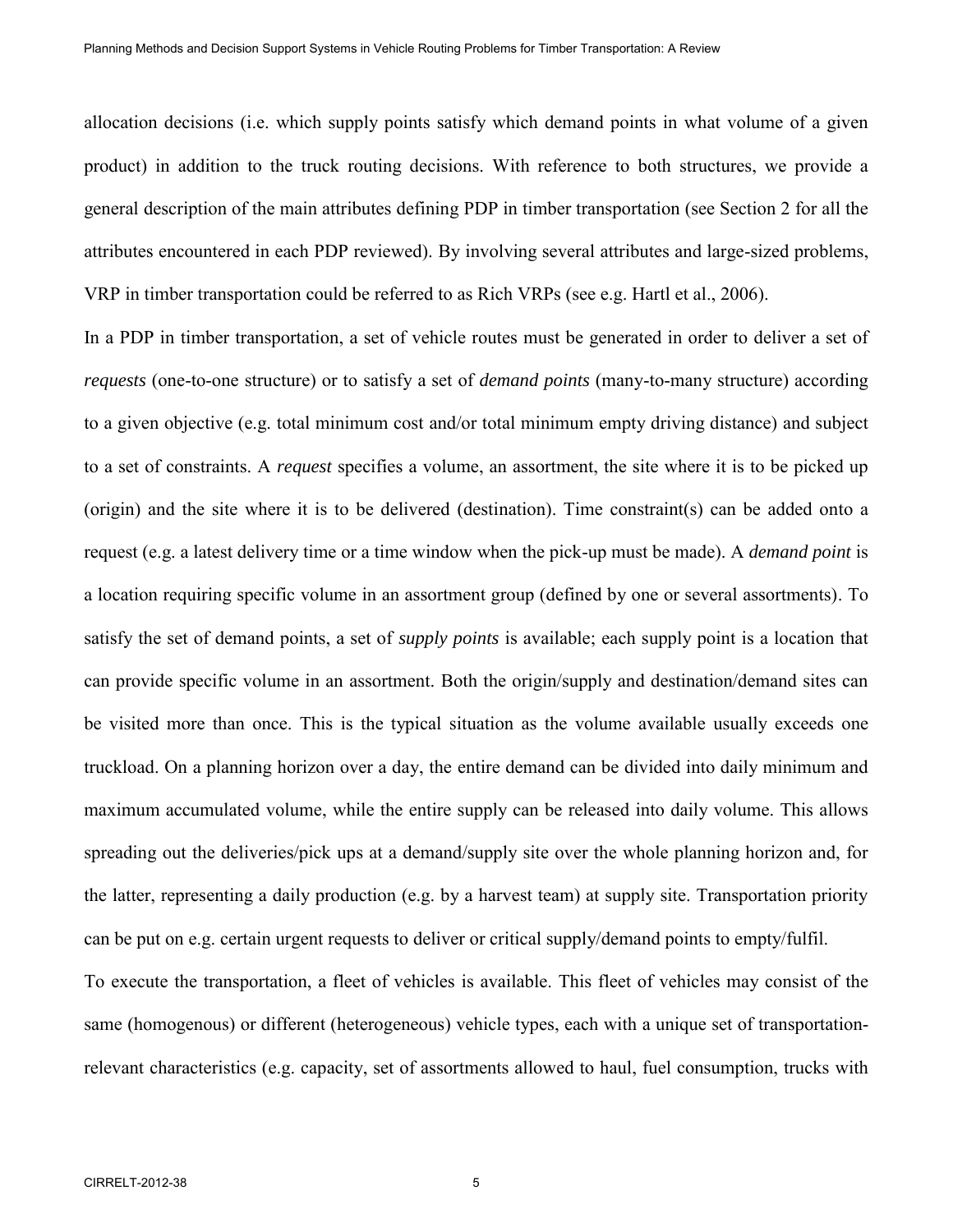allocation decisions (i.e. which supply points satisfy which demand points in what volume of a given product) in addition to the truck routing decisions. With reference to both structures, we provide a general description of the main attributes defining PDP in timber transportation (see Section 2 for all the attributes encountered in each PDP reviewed). By involving several attributes and large-sized problems, VRP in timber transportation could be referred to as Rich VRPs (see e.g. Hartl et al., 2006).

In a PDP in timber transportation, a set of vehicle routes must be generated in order to deliver a set of *requests* (one-to-one structure) or to satisfy a set of *demand points* (many-to-many structure) according to a given objective (e.g. total minimum cost and/or total minimum empty driving distance) and subject to a set of constraints. A *request* specifies a volume, an assortment, the site where it is to be picked up (origin) and the site where it is to be delivered (destination). Time constraint(s) can be added onto a request (e.g. a latest delivery time or a time window when the pick-up must be made). A *demand point* is a location requiring specific volume in an assortment group (defined by one or several assortments). To satisfy the set of demand points, a set of *supply points* is available; each supply point is a location that can provide specific volume in an assortment. Both the origin/supply and destination/demand sites can be visited more than once. This is the typical situation as the volume available usually exceeds one truckload. On a planning horizon over a day, the entire demand can be divided into daily minimum and maximum accumulated volume, while the entire supply can be released into daily volume. This allows spreading out the deliveries/pick ups at a demand/supply site over the whole planning horizon and, for the latter, representing a daily production (e.g. by a harvest team) at supply site. Transportation priority can be put on e.g. certain urgent requests to deliver or critical supply/demand points to empty/fulfil.

To execute the transportation, a fleet of vehicles is available. This fleet of vehicles may consist of the same (homogenous) or different (heterogeneous) vehicle types, each with a unique set of transportation-relevant characteristics (e.g. capacity, set of assortments allowed to haul, fuel consumption, trucks with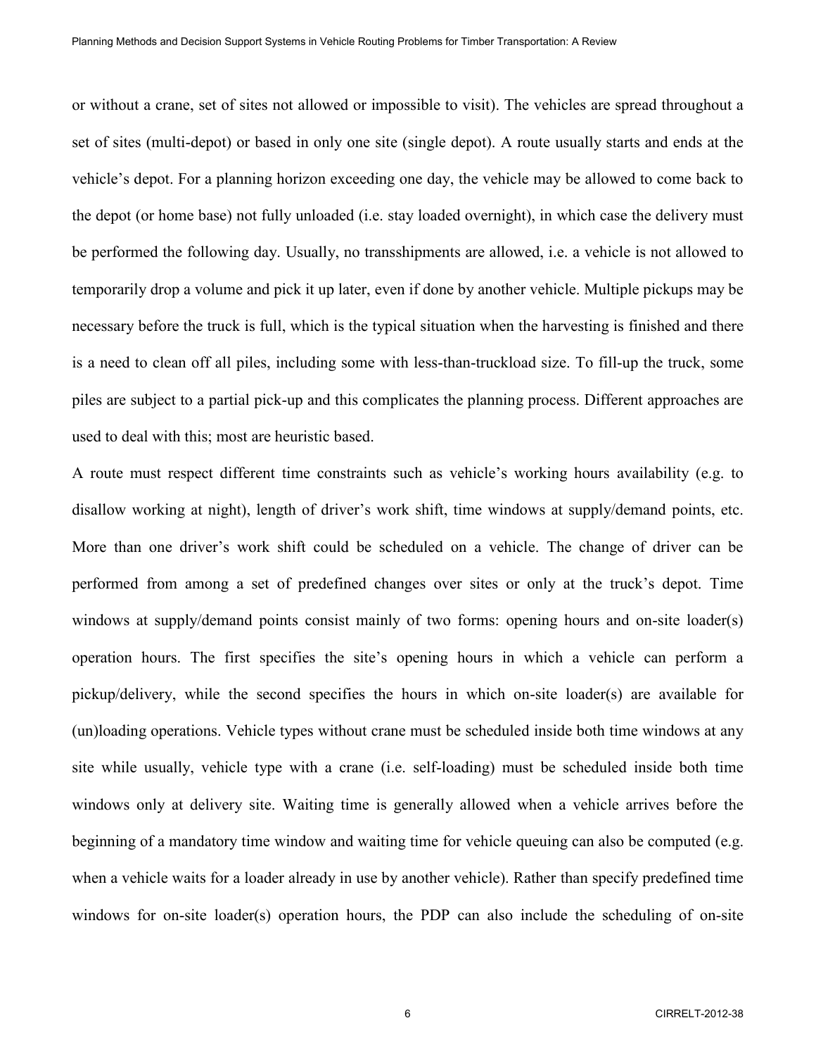or without a crane, set of sites not allowed or impossible to visit). The vehicles are spread throughout a set of sites (multi-depot) or based in only one site (single depot). A route usually starts and ends at the vehicle's depot. For a planning horizon exceeding one day, the vehicle may be allowed to come back to the depot (or home base) not fully unloaded (i.e. stay loaded overnight), in which case the delivery must be performed the following day. Usually, no transshipments are allowed, i.e. a vehicle is not allowed to temporarily drop a volume and pick it up later, even if done by another vehicle. Multiple pickups may be necessary before the truck is full, which is the typical situation when the harvesting is finished and there is a need to clean off all piles, including some with less-than-truckload size. To fill-up the truck, some piles are subject to a partial pick-up and this complicates the planning process. Different approaches are used to deal with this; most are heuristic based.

A route must respect different time constraints such as vehicle's working hours availability (e.g. to disallow working at night), length of driver's work shift, time windows at supply/demand points, etc. More than one driver's work shift could be scheduled on a vehicle. The change of driver can be performed from among a set of predefined changes over sites or only at the truck's depot. Time windows at supply/demand points consist mainly of two forms: opening hours and on-site loader(s) operation hours. The first specifies the site's opening hours in which a vehicle can perform a pickup/delivery, while the second specifies the hours in which on-site loader(s) are available for (un)loading operations. Vehicle types without crane must be scheduled inside both time windows at any site while usually, vehicle type with a crane (i.e. self-loading) must be scheduled inside both time windows only at delivery site. Waiting time is generally allowed when a vehicle arrives before the beginning of a mandatory time window and waiting time for vehicle queuing can also be computed (e.g. when a vehicle waits for a loader already in use by another vehicle). Rather than specify predefined time windows for on-site loader(s) operation hours, the PDP can also include the scheduling of on-site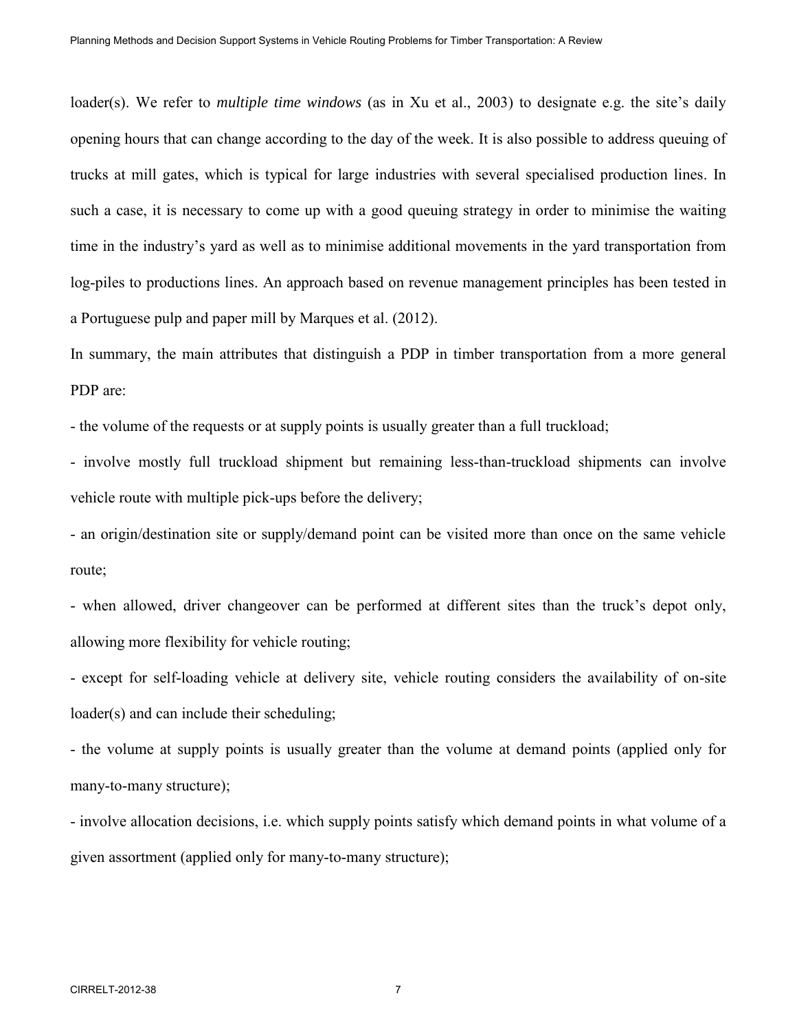loader(s). We refer to *multiple time windows* (as in Xu et al., 2003) to designate e.g. the site's daily opening hours that can change according to the day of the week. It is also possible to address queuing of trucks at mill gates, which is typical for large industries with several specialised production lines. In such a case, it is necessary to come up with a good queuing strategy in order to minimise the waiting time in the industry's yard as well as to minimise additional movements in the yard transportation from log-piles to productions lines. An approach based on revenue management principles has been tested in a Portuguese pulp and paper mill by Marques et al. (2012).

In summary, the main attributes that distinguish a PDP in timber transportation from a more general PDP are:

- the volume of the requests or at supply points is usually greater than a full truckload;
- involve mostly full truckload shipment but remaining less-than-truckload shipments can involve vehicle route with multiple pick-ups before the delivery;
- an origin/destination site or supply/demand point can be visited more than once on the same vehicle route;
- when allowed, driver changeover can be performed at different sites than the truck's depot only, allowing more flexibility for vehicle routing;
- except for self-loading vehicle at delivery site, vehicle routing considers the availability of on-site loader(s) and can include their scheduling;
- the volume at supply points is usually greater than the volume at demand points (applied only for many-to-many structure);
- involve allocation decisions, i.e. which supply points satisfy which demand points in what volume of a given assortment (applied only for many-to-many structure);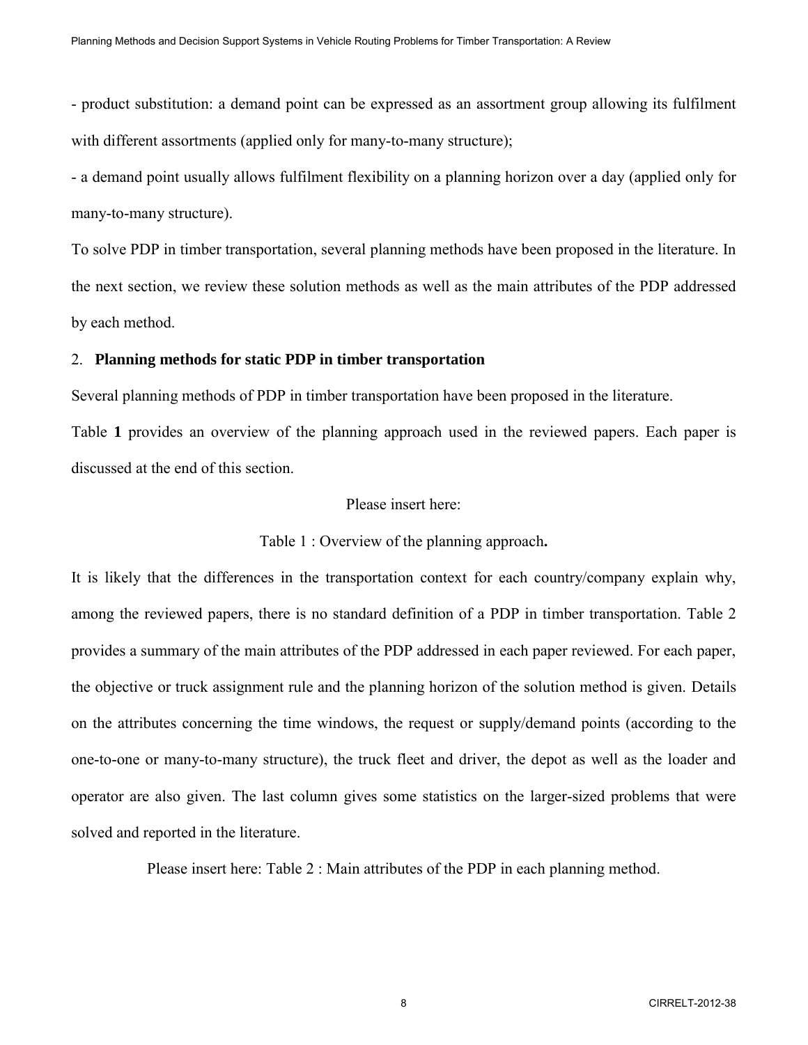- product substitution: a demand point can be expressed as an assortment group allowing its fulfilment with different assortments (applied only for many-to-many structure);

- a demand point usually allows fulfilment flexibility on a planning horizon over a day (applied only for many-to-many structure).

To solve PDP in timber transportation, several planning methods have been proposed in the literature. In the next section, we review these solution methods as well as the main attributes of the PDP addressed by each method.

## 2. Planning methods for static PDP in timber transportation

Several planning methods of PDP in timber transportation have been proposed in the literature.

Table **1** provides an overview of the planning approach used in the reviewed papers. Each paper is discussed at the end of this section.

Please insert here:

Table 1 : Overview of the planning approach**.**

It is likely that the differences in the transportation context for each country/company explain why, among the reviewed papers, there is no standard definition of a PDP in timber transportation. Table 2 provides a summary of the main attributes of the PDP addressed in each paper reviewed. For each paper, the objective or truck assignment rule and the planning horizon of the solution method is given. Details on the attributes concerning the time windows, the request or supply/demand points (according to the one-to-one or many-to-many structure), the truck fleet and driver, the depot as well as the loader and operator are also given. The last column gives some statistics on the larger-sized problems that were solved and reported in the literature.

Please insert here: Table 2 : Main attributes of the PDP in each planning method.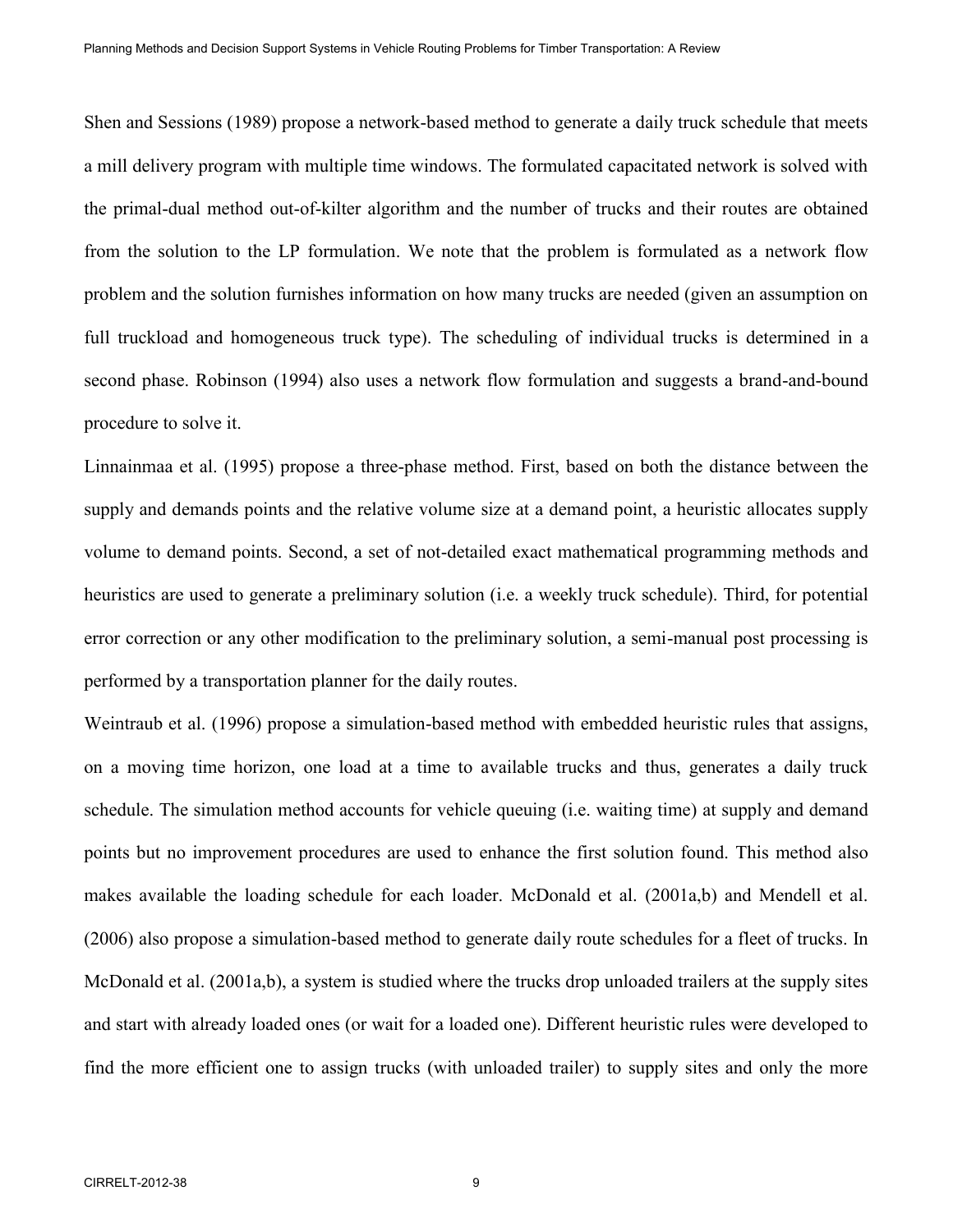Shen and Sessions (1989) propose a network-based method to generate a daily truck schedule that meets a mill delivery program with multiple time windows. The formulated capacitated network is solved with the primal-dual method out-of-kilter algorithm and the number of trucks and their routes are obtained from the solution to the LP formulation. We note that the problem is formulated as a network flow problem and the solution furnishes information on how many trucks are needed (given an assumption on full truckload and homogeneous truck type). The scheduling of individual trucks is determined in a second phase. Robinson (1994) also uses a network flow formulation and suggests a brand-and-bound procedure to solve it.

Linnainmaa et al. (1995) propose a three-phase method. First, based on both the distance between the supply and demands points and the relative volume size at a demand point, a heuristic allocates supply volume to demand points. Second, a set of not-detailed exact mathematical programming methods and heuristics are used to generate a preliminary solution (i.e. a weekly truck schedule). Third, for potential error correction or any other modification to the preliminary solution, a semi-manual post processing is performed by a transportation planner for the daily routes.

Weintraub et al. (1996) propose a simulation-based method with embedded heuristic rules that assigns, on a moving time horizon, one load at a time to available trucks and thus, generates a daily truck schedule. The simulation method accounts for vehicle queuing (i.e. waiting time) at supply and demand points but no improvement procedures are used to enhance the first solution found. This method also makes available the loading schedule for each loader. McDonald et al. (2001a,b) and Mendell et al. (2006) also propose a simulation-based method to generate daily route schedules for a fleet of trucks. In McDonald et al. (2001a,b), a system is studied where the trucks drop unloaded trailers at the supply sites and start with already loaded ones (or wait for a loaded one). Different heuristic rules were developed to find the more efficient one to assign trucks (with unloaded trailer) to supply sites and only the more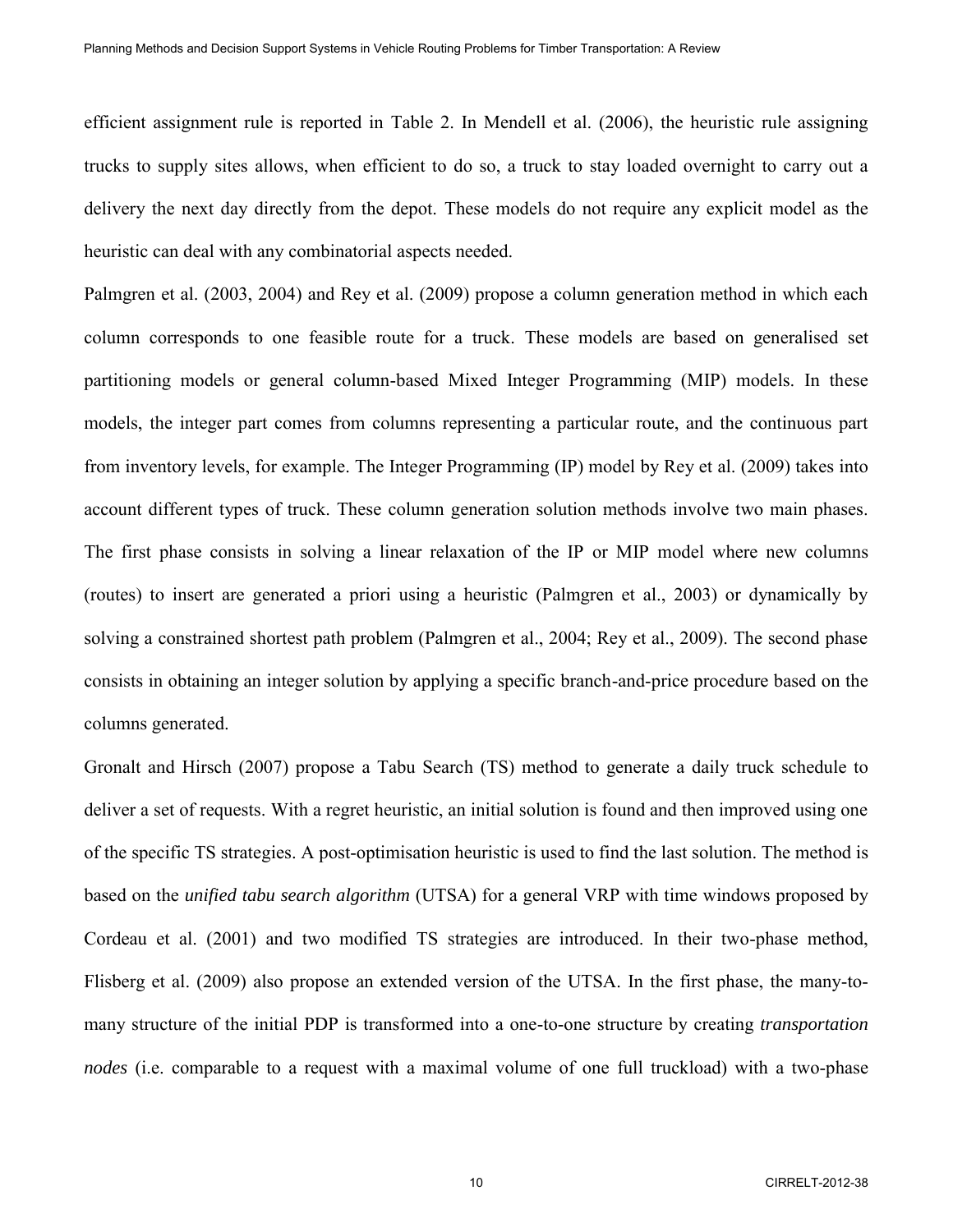efficient assignment rule is reported in Table 2. In Mendell et al. (2006), the heuristic rule assigning trucks to supply sites allows, when efficient to do so, a truck to stay loaded overnight to carry out a delivery the next day directly from the depot. These models do not require any explicit model as the heuristic can deal with any combinatorial aspects needed.

Palmgren et al. (2003, 2004) and Rey et al. (2009) propose a column generation method in which each column corresponds to one feasible route for a truck. These models are based on generalised set partitioning models or general column-based Mixed Integer Programming (MIP) models. In these models, the integer part comes from columns representing a particular route, and the continuous part from inventory levels, for example. The Integer Programming (IP) model by Rey et al. (2009) takes into account different types of truck. These column generation solution methods involve two main phases. The first phase consists in solving a linear relaxation of the IP or MIP model where new columns (routes) to insert are generated a priori using a heuristic (Palmgren et al., 2003) or dynamically by solving a constrained shortest path problem (Palmgren et al., 2004; Rey et al., 2009). The second phase consists in obtaining an integer solution by applying a specific branch-and-price procedure based on the columns generated.

Gronalt and Hirsch (2007) propose a Tabu Search (TS) method to generate a daily truck schedule to deliver a set of requests. With a regret heuristic, an initial solution is found and then improved using one of the specific TS strategies. A post-optimisation heuristic is used to find the last solution. The method is based on the *unified tabu search algorithm* (UTSA) for a general VRP with time windows proposed by Cordeau et al. (2001) and two modified TS strategies are introduced. In their two-phase method, Flisberg et al. (2009) also propose an extended version of the UTSA. In the first phase, the many-to-many structure of the initial PDP is transformed into a one-to-one structure by creating *transportation nodes* (i.e. comparable to a request with a maximal volume of one full truckload) with a two-phase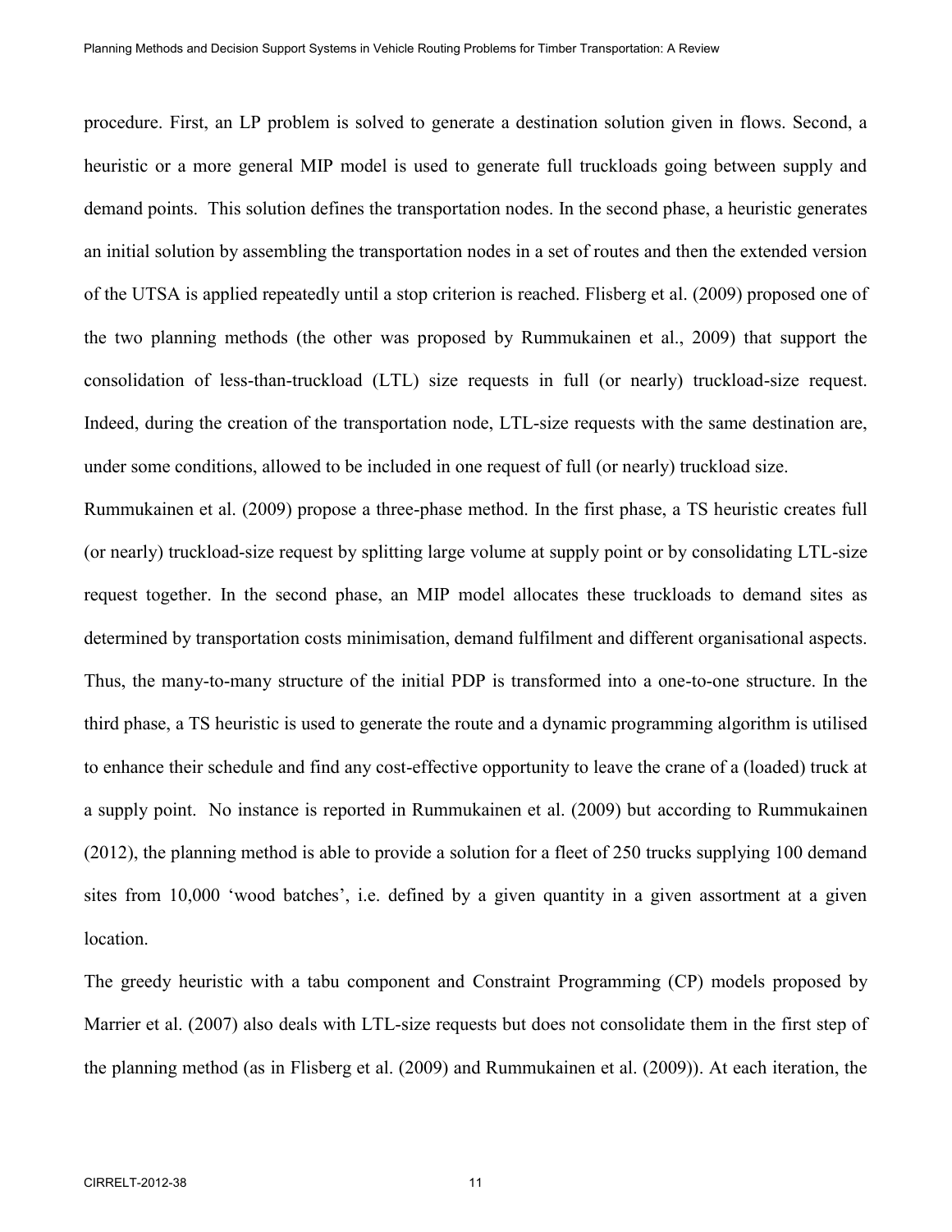procedure. First, an LP problem is solved to generate a destination solution given in flows. Second, a heuristic or a more general MIP model is used to generate full truckloads going between supply and demand points. This solution defines the transportation nodes. In the second phase, a heuristic generates an initial solution by assembling the transportation nodes in a set of routes and then the extended version of the UTSA is applied repeatedly until a stop criterion is reached. Flisberg et al. (2009) proposed one of the two planning methods (the other was proposed by Rummukainen et al., 2009) that support the consolidation of less-than-truckload (LTL) size requests in full (or nearly) truckload-size request. Indeed, during the creation of the transportation node, LTL-size requests with the same destination are, under some conditions, allowed to be included in one request of full (or nearly) truckload size.

Rummukainen et al. (2009) propose a three-phase method. In the first phase, a TS heuristic creates full (or nearly) truckload-size request by splitting large volume at supply point or by consolidating LTL-size request together. In the second phase, an MIP model allocates these truckloads to demand sites as determined by transportation costs minimisation, demand fulfilment and different organisational aspects. Thus, the many-to-many structure of the initial PDP is transformed into a one-to-one structure. In the third phase, a TS heuristic is used to generate the route and a dynamic programming algorithm is utilised to enhance their schedule and find any cost-effective opportunity to leave the crane of a (loaded) truck at a supply point. No instance is reported in Rummukainen et al. (2009) but according to Rummukainen (2012), the planning method is able to provide a solution for a fleet of 250 trucks supplying 100 demand sites from 10,000 'wood batches', i.e. defined by a given quantity in a given assortment at a given location.

The greedy heuristic with a tabu component and Constraint Programming (CP) models proposed by Marrier et al. (2007) also deals with LTL-size requests but does not consolidate them in the first step of the planning method (as in Flisberg et al. (2009) and Rummukainen et al. (2009)). At each iteration, the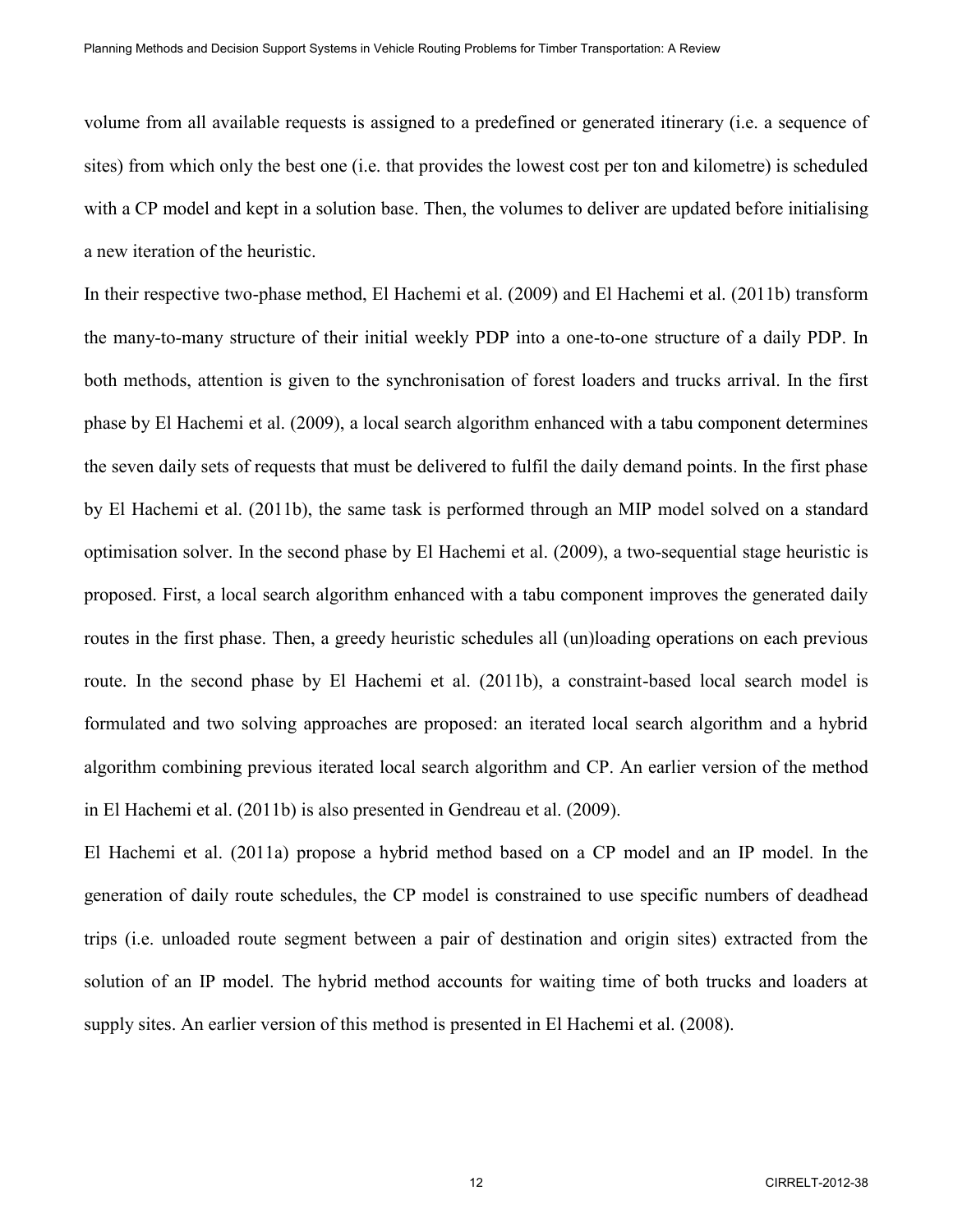volume from all available requests is assigned to a predefined or generated itinerary (i.e. a sequence of sites) from which only the best one (i.e. that provides the lowest cost per ton and kilometre) is scheduled with a CP model and kept in a solution base. Then, the volumes to deliver are updated before initialising a new iteration of the heuristic.

In their respective two-phase method, El Hachemi et al. (2009) and El Hachemi et al. (2011b) transform the many-to-many structure of their initial weekly PDP into a one-to-one structure of a daily PDP. In both methods, attention is given to the synchronisation of forest loaders and trucks arrival. In the first phase by El Hachemi et al. (2009), a local search algorithm enhanced with a tabu component determines the seven daily sets of requests that must be delivered to fulfil the daily demand points. In the first phase by El Hachemi et al. (2011b), the same task is performed through an MIP model solved on a standard optimisation solver. In the second phase by El Hachemi et al. (2009), a two-sequential stage heuristic is proposed. First, a local search algorithm enhanced with a tabu component improves the generated daily routes in the first phase. Then, a greedy heuristic schedules all (un)loading operations on each previous route. In the second phase by El Hachemi et al. (2011b), a constraint-based local search model is formulated and two solving approaches are proposed: an iterated local search algorithm and a hybrid algorithm combining previous iterated local search algorithm and CP. An earlier version of the method in El Hachemi et al. (2011b) is also presented in Gendreau et al. (2009).

El Hachemi et al. (2011a) propose a hybrid method based on a CP model and an IP model. In the generation of daily route schedules, the CP model is constrained to use specific numbers of deadhead trips (i.e. unloaded route segment between a pair of destination and origin sites) extracted from the solution of an IP model. The hybrid method accounts for waiting time of both trucks and loaders at supply sites. An earlier version of this method is presented in El Hachemi et al. (2008).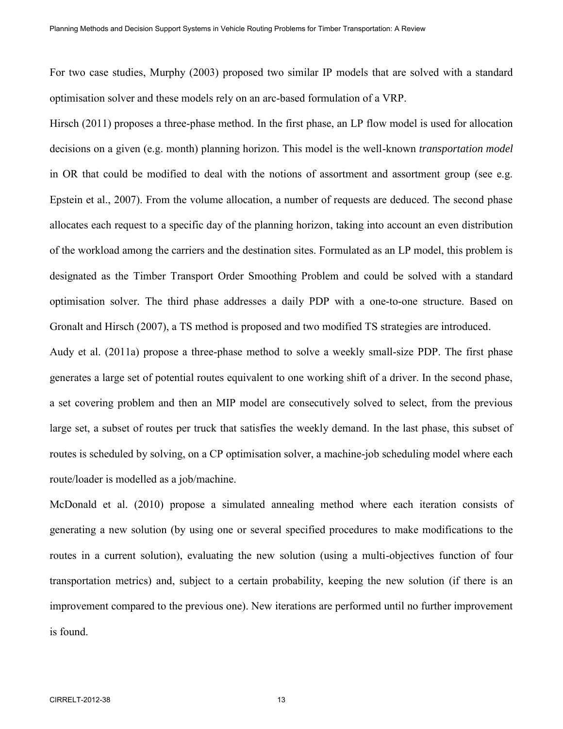For two case studies, Murphy (2003) proposed two similar IP models that are solved with a standard optimisation solver and these models rely on an arc-based formulation of a VRP.

Hirsch (2011) proposes a three-phase method. In the first phase, an LP flow model is used for allocation decisions on a given (e.g. month) planning horizon. This model is the well-known *transportation model* in OR that could be modified to deal with the notions of assortment and assortment group (see e.g. Epstein et al., 2007). From the volume allocation, a number of requests are deduced. The second phase allocates each request to a specific day of the planning horizon, taking into account an even distribution of the workload among the carriers and the destination sites. Formulated as an LP model, this problem is designated as the Timber Transport Order Smoothing Problem and could be solved with a standard optimisation solver. The third phase addresses a daily PDP with a one-to-one structure. Based on Gronalt and Hirsch (2007), a TS method is proposed and two modified TS strategies are introduced.

Audy et al. (2011a) propose a three-phase method to solve a weekly small-size PDP. The first phase generates a large set of potential routes equivalent to one working shift of a driver. In the second phase, a set covering problem and then an MIP model are consecutively solved to select, from the previous large set, a subset of routes per truck that satisfies the weekly demand. In the last phase, this subset of routes is scheduled by solving, on a CP optimisation solver, a machine-job scheduling model where each route/loader is modelled as a job/machine.

McDonald et al. (2010) propose a simulated annealing method where each iteration consists of generating a new solution (by using one or several specified procedures to make modifications to the routes in a current solution), evaluating the new solution (using a multi-objectives function of four transportation metrics) and, subject to a certain probability, keeping the new solution (if there is an improvement compared to the previous one). New iterations are performed until no further improvement is found.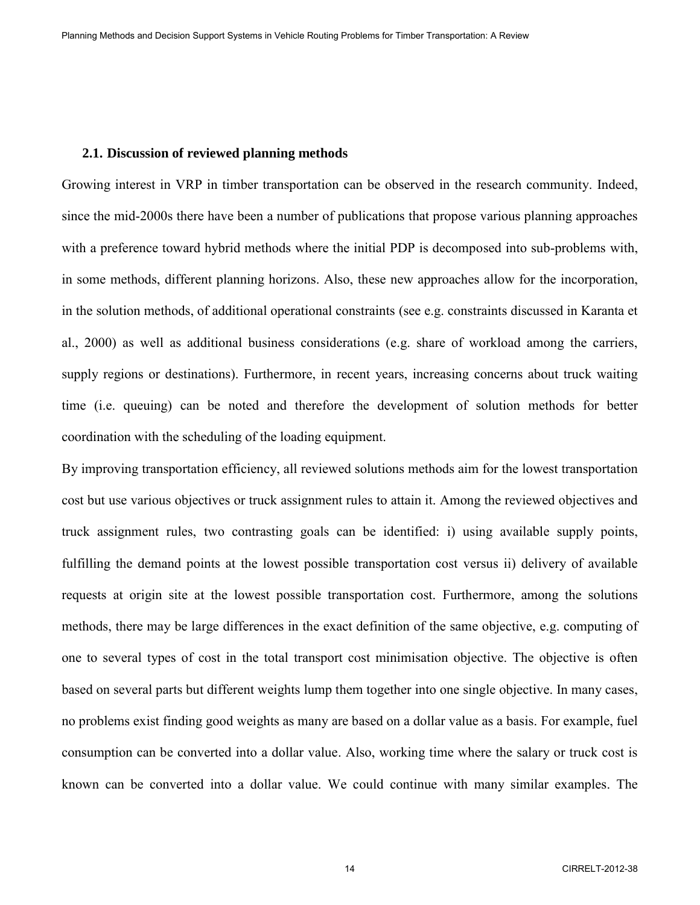### 2.1. Discussion of reviewed planning methods

Growing interest in VRP in timber transportation can be observed in the research community. Indeed, since the mid-2000s there have been a number of publications that propose various planning approaches with a preference toward hybrid methods where the initial PDP is decomposed into sub-problems with, in some methods, different planning horizons. Also, these new approaches allow for the incorporation, in the solution methods, of additional operational constraints (see e.g. constraints discussed in Karanta et al., 2000) as well as additional business considerations (e.g. share of workload among the carriers, supply regions or destinations). Furthermore, in recent years, increasing concerns about truck waiting time (i.e. queuing) can be noted and therefore the development of solution methods for better coordination with the scheduling of the loading equipment.

By improving transportation efficiency, all reviewed solutions methods aim for the lowest transportation cost but use various objectives or truck assignment rules to attain it. Among the reviewed objectives and truck assignment rules, two contrasting goals can be identified: i) using available supply points, fulfilling the demand points at the lowest possible transportation cost versus ii) delivery of available requests at origin site at the lowest possible transportation cost. Furthermore, among the solutions methods, there may be large differences in the exact definition of the same objective, e.g. computing of one to several types of cost in the total transport cost minimisation objective. The objective is often based on several parts but different weights lump them together into one single objective. In many cases, no problems exist finding good weights as many are based on a dollar value as a basis. For example, fuel consumption can be converted into a dollar value. Also, working time where the salary or truck cost is known can be converted into a dollar value. We could continue with many similar examples. The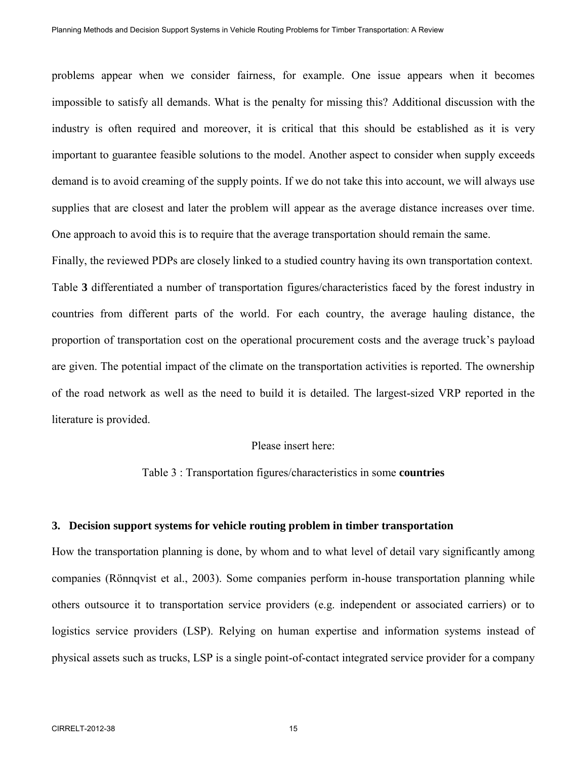problems appear when we consider fairness, for example. One issue appears when it becomes impossible to satisfy all demands. What is the penalty for missing this? Additional discussion with the industry is often required and moreover, it is critical that this should be established as it is very important to guarantee feasible solutions to the model. Another aspect to consider when supply exceeds demand is to avoid creaming of the supply points. If we do not take this into account, we will always use supplies that are closest and later the problem will appear as the average distance increases over time. One approach to avoid this is to require that the average transportation should remain the same.

Finally, the reviewed PDPs are closely linked to a studied country having its own transportation context. Table **3** differentiated a number of transportation figures/characteristics faced by the forest industry in countries from different parts of the world. For each country, the average hauling distance, the proportion of transportation cost on the operational procurement costs and the average truck's payload are given. The potential impact of the climate on the transportation activities is reported. The ownership of the road network as well as the need to build it is detailed. The largest-sized VRP reported in the literature is provided.

Please insert here:

Table 3 : Transportation figures/characteristics in some **countries**

## 3. Decision support systems for vehicle routing problem in timber transportation

How the transportation planning is done, by whom and to what level of detail vary significantly among companies (Rönnqvist et al., 2003). Some companies perform in-house transportation planning while others outsource it to transportation service providers (e.g. independent or associated carriers) or to logistics service providers (LSP). Relying on human expertise and information systems instead of physical assets such as trucks, LSP is a single point-of-contact integrated service provider for a company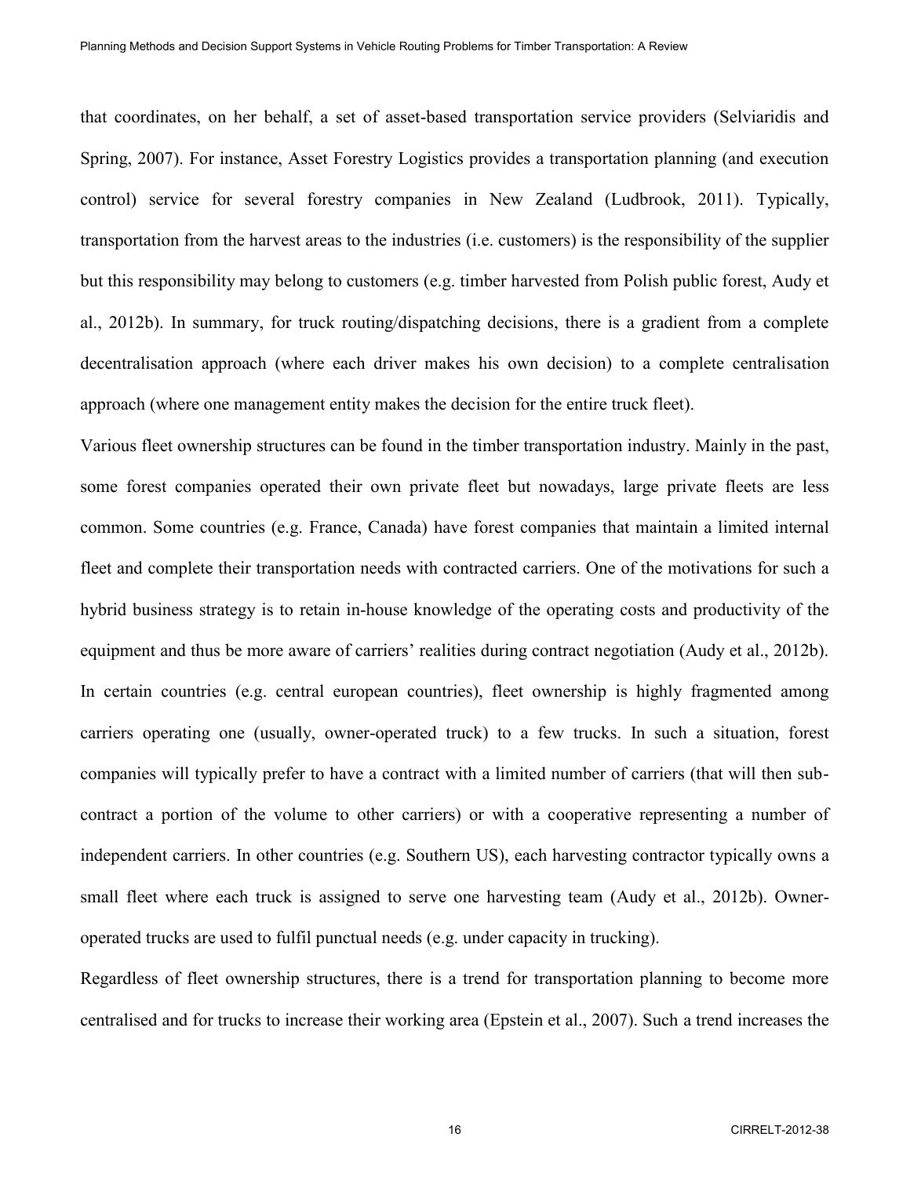that coordinates, on her behalf, a set of asset-based transportation service providers (Selviaridis and Spring, 2007). For instance, Asset Forestry Logistics provides a transportation planning (and execution control) service for several forestry companies in New Zealand (Ludbrook, 2011). Typically, transportation from the harvest areas to the industries (i.e. customers) is the responsibility of the supplier but this responsibility may belong to customers (e.g. timber harvested from Polish public forest, Audy et al., 2012b). In summary, for truck routing/dispatching decisions, there is a gradient from a complete decentralisation approach (where each driver makes his own decision) to a complete centralisation approach (where one management entity makes the decision for the entire truck fleet).

Various fleet ownership structures can be found in the timber transportation industry. Mainly in the past, some forest companies operated their own private fleet but nowadays, large private fleets are less common. Some countries (e.g. France, Canada) have forest companies that maintain a limited internal fleet and complete their transportation needs with contracted carriers. One of the motivations for such a hybrid business strategy is to retain in-house knowledge of the operating costs and productivity of the equipment and thus be more aware of carriers' realities during contract negotiation (Audy et al., 2012b). In certain countries (e.g. central european countries), fleet ownership is highly fragmented among carriers operating one (usually, owner-operated truck) to a few trucks. In such a situation, forest companies will typically prefer to have a contract with a limited number of carriers (that will then sub-contract a portion of the volume to other carriers) or with a cooperative representing a number of independent carriers. In other countries (e.g. Southern US), each harvesting contractor typically owns a small fleet where each truck is assigned to serve one harvesting team (Audy et al., 2012b). Owner-operated trucks are used to fulfil punctual needs (e.g. under capacity in trucking).

Regardless of fleet ownership structures, there is a trend for transportation planning to become more centralised and for trucks to increase their working area (Epstein et al., 2007). Such a trend increases the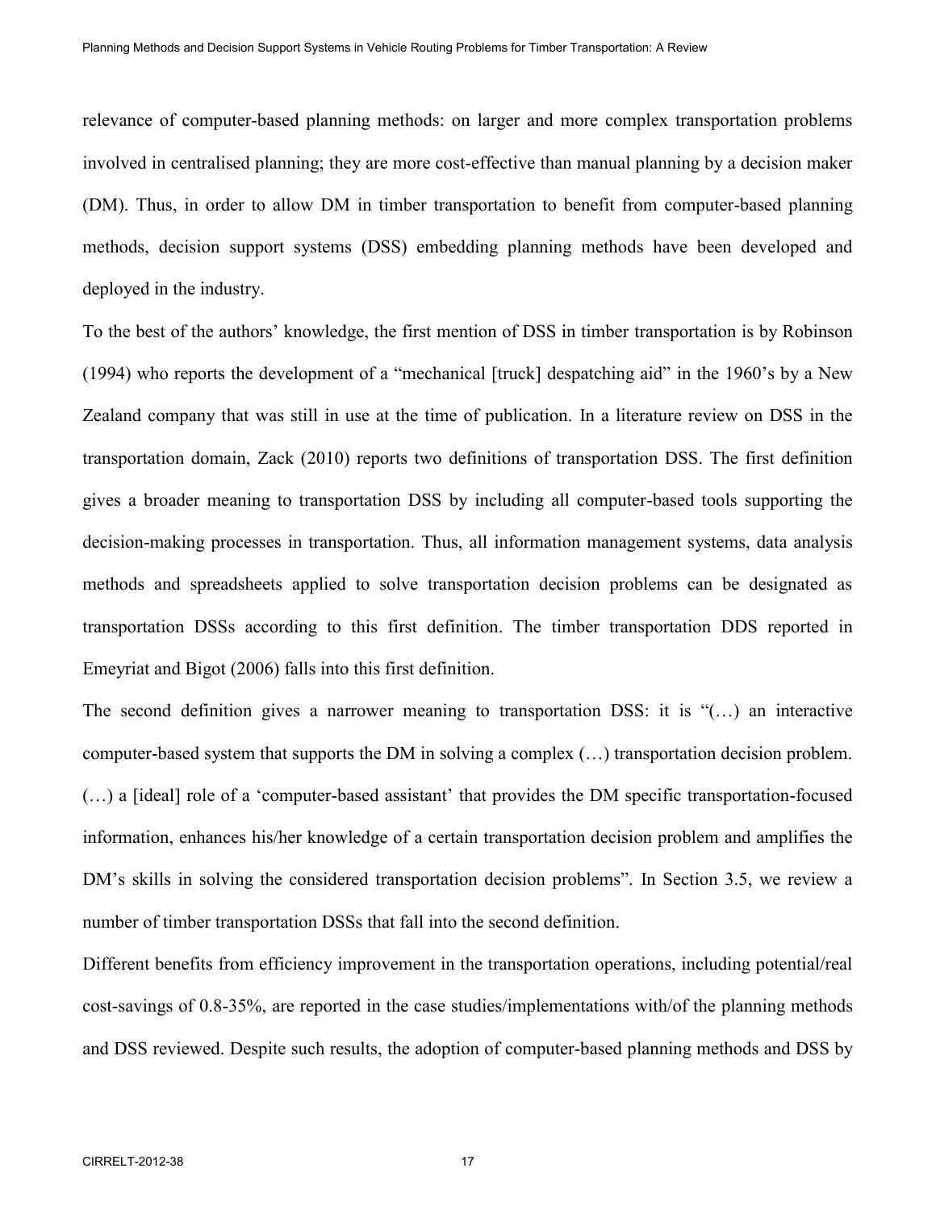relevance of computer-based planning methods: on larger and more complex transportation problems involved in centralised planning; they are more cost-effective than manual planning by a decision maker (DM). Thus, in order to allow DM in timber transportation to benefit from computer-based planning methods, decision support systems (DSS) embedding planning methods have been developed and deployed in the industry.

To the best of the authors' knowledge, the first mention of DSS in timber transportation is by Robinson (1994) who reports the development of a "mechanical [truck] despatching aid" in the 1960's by a New Zealand company that was still in use at the time of publication. In a literature review on DSS in the transportation domain, Zack (2010) reports two definitions of transportation DSS. The first definition gives a broader meaning to transportation DSS by including all computer-based tools supporting the decision-making processes in transportation. Thus, all information management systems, data analysis methods and spreadsheets applied to solve transportation decision problems can be designated as transportation DSSs according to this first definition. The timber transportation DDS reported in Emeyriat and Bigot (2006) falls into this first definition.

The second definition gives a narrower meaning to transportation DSS: it is "(…) an interactive computer-based system that supports the DM in solving a complex (…) transportation decision problem. (…) a [ideal] role of a 'computer-based assistant' that provides the DM specific transportation-focused information, enhances his/her knowledge of a certain transportation decision problem and amplifies the DM's skills in solving the considered transportation decision problems". In Section 3.5, we review a number of timber transportation DSSs that fall into the second definition.

Different benefits from efficiency improvement in the transportation operations, including potential/real cost-savings of 0.8-35%, are reported in the case studies/implementations with/of the planning methods and DSS reviewed. Despite such results, the adoption of computer-based planning methods and DSS by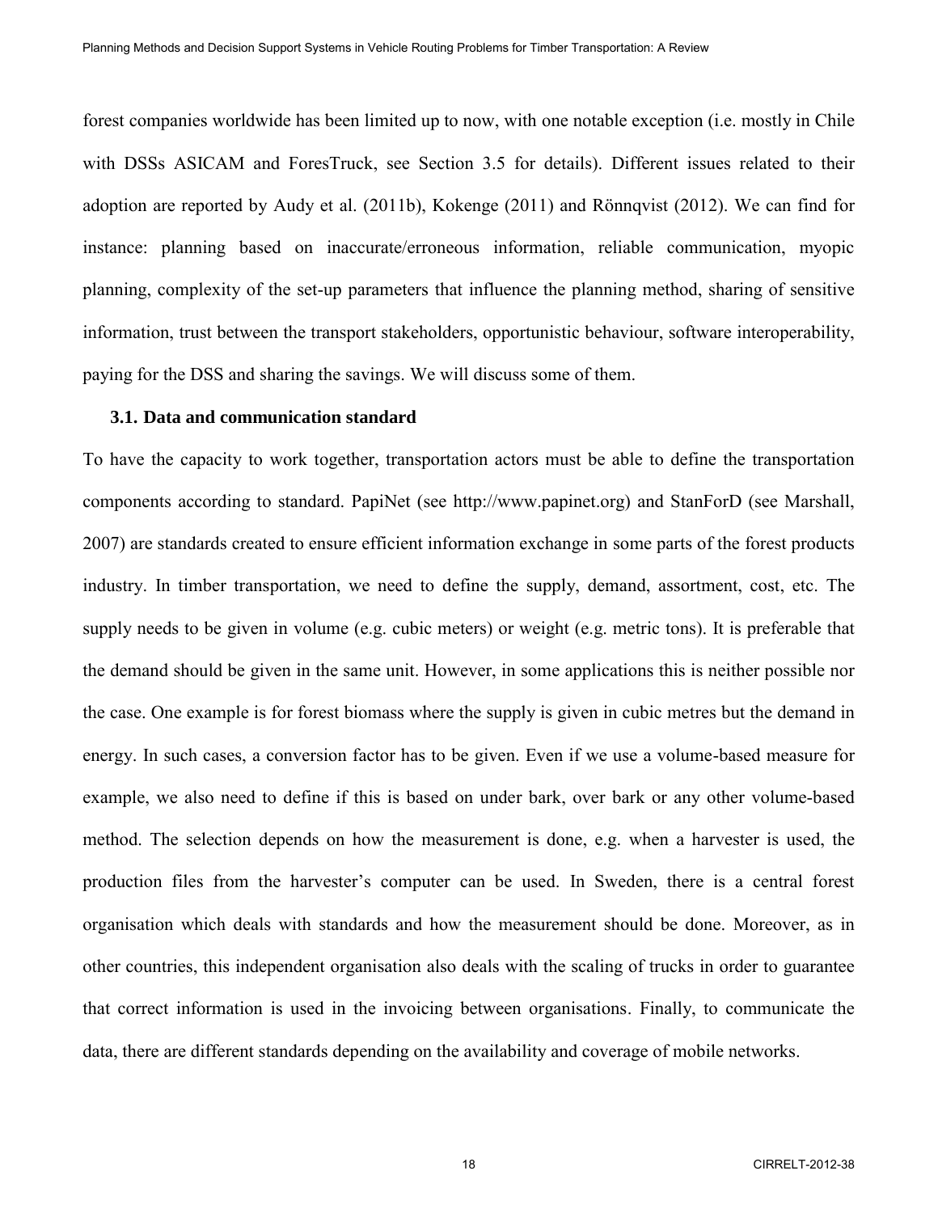forest companies worldwide has been limited up to now, with one notable exception (i.e. mostly in Chile with DSSs ASICAM and ForesTruck, see Section 3.5 for details). Different issues related to their adoption are reported by Audy et al. (2011b), Kokenge (2011) and Rönnqvist (2012). We can find for instance: planning based on inaccurate/erroneous information, reliable communication, myopic planning, complexity of the set-up parameters that influence the planning method, sharing of sensitive information, trust between the transport stakeholders, opportunistic behaviour, software interoperability, paying for the DSS and sharing the savings. We will discuss some of them.

### 3.1. Data and communication standard

To have the capacity to work together, transportation actors must be able to define the transportation components according to standard. PapiNet (see http://www.papinet.org) and StanForD (see Marshall, 2007) are standards created to ensure efficient information exchange in some parts of the forest products industry. In timber transportation, we need to define the supply, demand, assortment, cost, etc. The supply needs to be given in volume (e.g. cubic meters) or weight (e.g. metric tons). It is preferable that the demand should be given in the same unit. However, in some applications this is neither possible nor the case. One example is for forest biomass where the supply is given in cubic metres but the demand in energy. In such cases, a conversion factor has to be given. Even if we use a volume-based measure for example, we also need to define if this is based on under bark, over bark or any other volume-based method. The selection depends on how the measurement is done, e.g. when a harvester is used, the production files from the harvester's computer can be used. In Sweden, there is a central forest organisation which deals with standards and how the measurement should be done. Moreover, as in other countries, this independent organisation also deals with the scaling of trucks in order to guarantee that correct information is used in the invoicing between organisations. Finally, to communicate the data, there are different standards depending on the availability and coverage of mobile networks.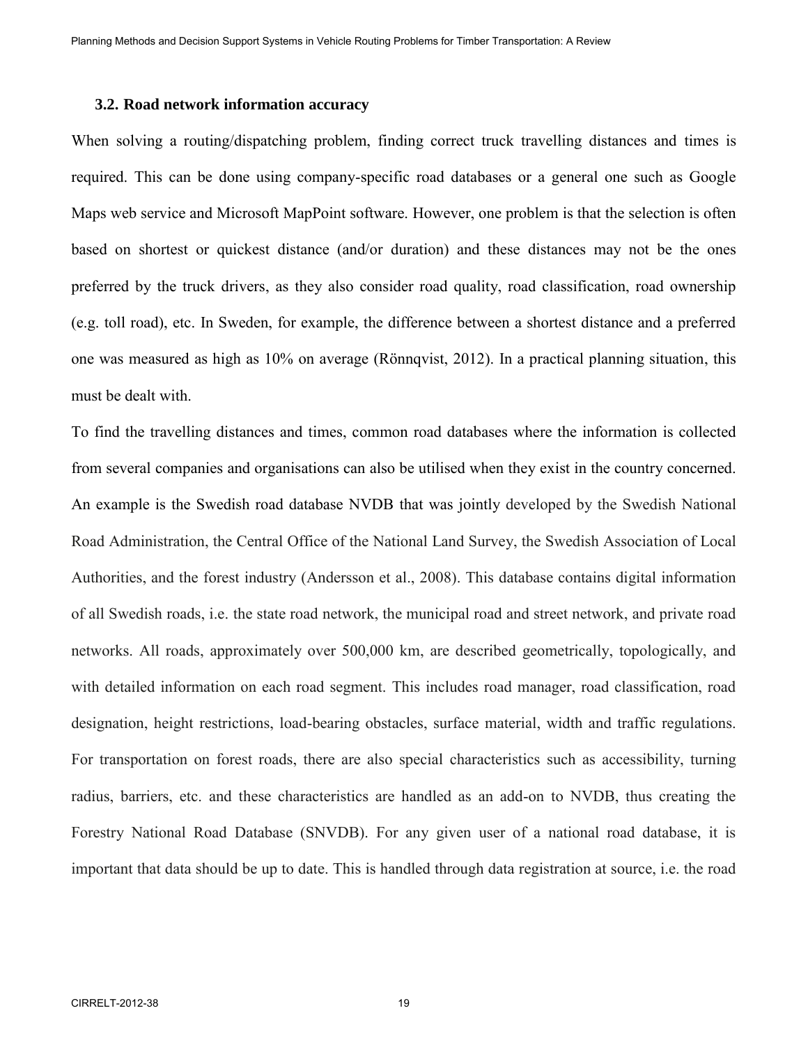### 3.2. Road network information accuracy

When solving a routing/dispatching problem, finding correct truck travelling distances and times is required. This can be done using company-specific road databases or a general one such as Google Maps web service and Microsoft MapPoint software. However, one problem is that the selection is often based on shortest or quickest distance (and/or duration) and these distances may not be the ones preferred by the truck drivers, as they also consider road quality, road classification, road ownership (e.g. toll road), etc. In Sweden, for example, the difference between a shortest distance and a preferred one was measured as high as 10% on average (Rönnqvist, 2012). In a practical planning situation, this must be dealt with.

To find the travelling distances and times, common road databases where the information is collected from several companies and organisations can also be utilised when they exist in the country concerned. An example is the Swedish road database NVDB that was jointly developed by the Swedish National Road Administration, the Central Office of the National Land Survey, the Swedish Association of Local Authorities, and the forest industry (Andersson et al., 2008). This database contains digital information of all Swedish roads, i.e. the state road network, the municipal road and street network, and private road networks. All roads, approximately over 500,000 km, are described geometrically, topologically, and with detailed information on each road segment. This includes road manager, road classification, road designation, height restrictions, load-bearing obstacles, surface material, width and traffic regulations. For transportation on forest roads, there are also special characteristics such as accessibility, turning radius, barriers, etc. and these characteristics are handled as an add-on to NVDB, thus creating the Forestry National Road Database (SNVDB). For any given user of a national road database, it is important that data should be up to date. This is handled through data registration at source, i.e. the road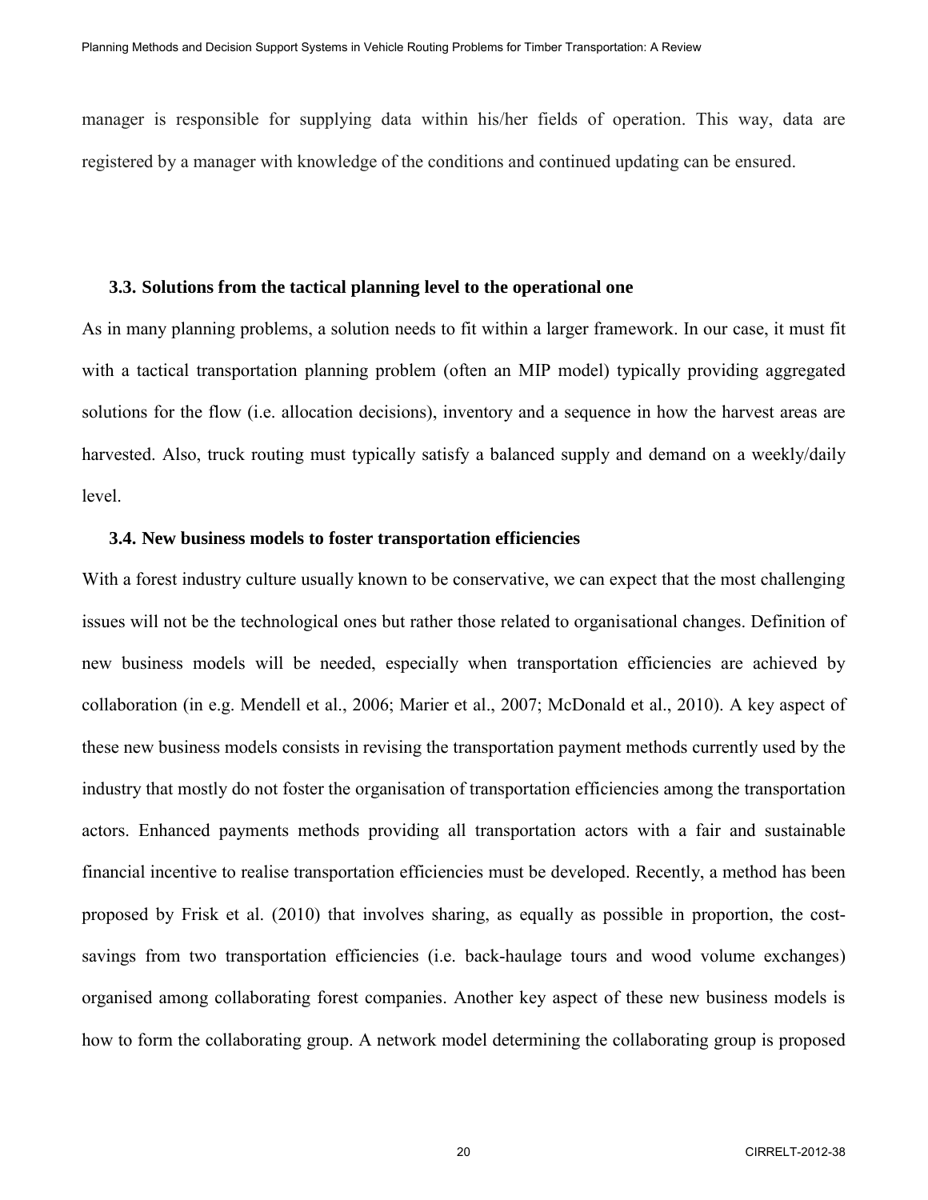manager is responsible for supplying data within his/her fields of operation. This way, data are registered by a manager with knowledge of the conditions and continued updating can be ensured.

### 3.3. Solutions from the tactical planning level to the operational one

As in many planning problems, a solution needs to fit within a larger framework. In our case, it must fit with a tactical transportation planning problem (often an MIP model) typically providing aggregated solutions for the flow (i.e. allocation decisions), inventory and a sequence in how the harvest areas are harvested. Also, truck routing must typically satisfy a balanced supply and demand on a weekly/daily level.

### 3.4. New business models to foster transportation efficiencies

With a forest industry culture usually known to be conservative, we can expect that the most challenging issues will not be the technological ones but rather those related to organisational changes. Definition of new business models will be needed, especially when transportation efficiencies are achieved by collaboration (in e.g. Mendell et al., 2006; Marier et al., 2007; McDonald et al., 2010). A key aspect of these new business models consists in revising the transportation payment methods currently used by the industry that mostly do not foster the organisation of transportation efficiencies among the transportation actors. Enhanced payments methods providing all transportation actors with a fair and sustainable financial incentive to realise transportation efficiencies must be developed. Recently, a method has been proposed by Frisk et al. (2010) that involves sharing, as equally as possible in proportion, the cost-savings from two transportation efficiencies (i.e. back-haulage tours and wood volume exchanges) organised among collaborating forest companies. Another key aspect of these new business models is how to form the collaborating group. A network model determining the collaborating group is proposed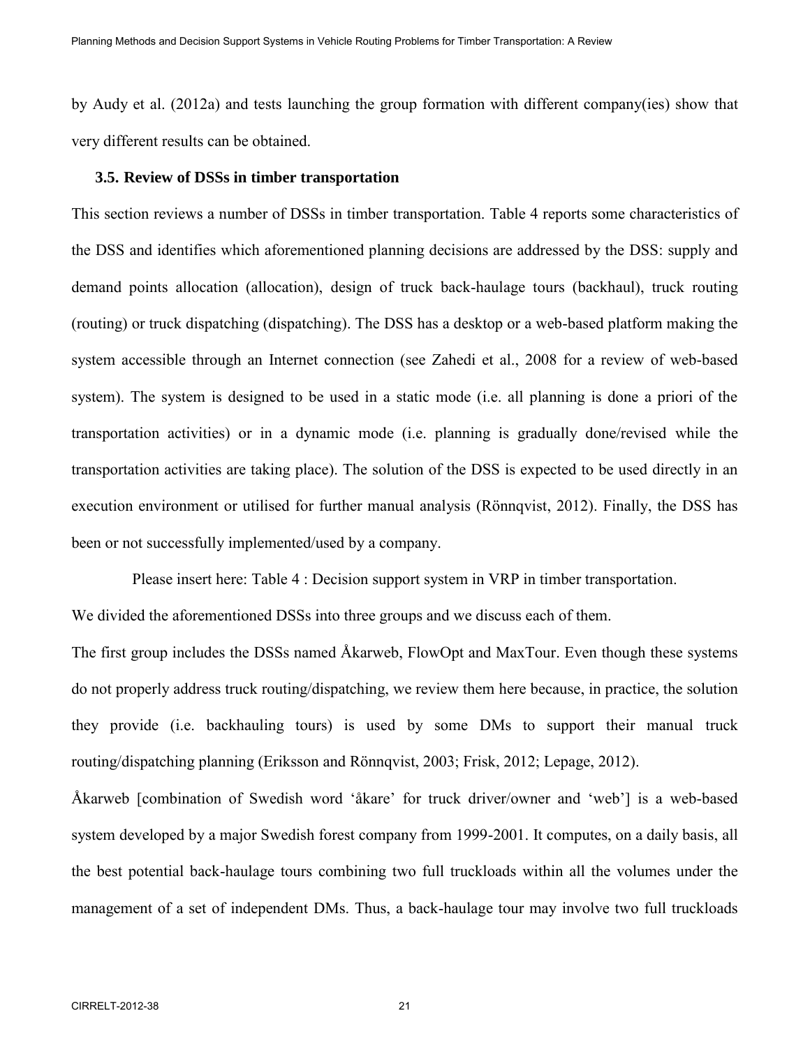by Audy et al. (2012a) and tests launching the group formation with different company(ies) show that very different results can be obtained.

### 3.5. Review of DSSs in timber transportation

This section reviews a number of DSSs in timber transportation. Table 4 reports some characteristics of the DSS and identifies which aforementioned planning decisions are addressed by the DSS: supply and demand points allocation (allocation), design of truck back-haulage tours (backhaul), truck routing (routing) or truck dispatching (dispatching). The DSS has a desktop or a web-based platform making the system accessible through an Internet connection (see Zahedi et al., 2008 for a review of web-based system). The system is designed to be used in a static mode (i.e. all planning is done a priori of the transportation activities) or in a dynamic mode (i.e. planning is gradually done/revised while the transportation activities are taking place). The solution of the DSS is expected to be used directly in an execution environment or utilised for further manual analysis (Rönnqvist, 2012). Finally, the DSS has been or not successfully implemented/used by a company.

Please insert here: Table 4 : Decision support system in VRP in timber transportation.

We divided the aforementioned DSSs into three groups and we discuss each of them.

The first group includes the DSSs named Åkarweb, FlowOpt and MaxTour. Even though these systems do not properly address truck routing/dispatching, we review them here because, in practice, the solution they provide (i.e. backhauling tours) is used by some DMs to support their manual truck routing/dispatching planning (Eriksson and Rönnqvist, 2003; Frisk, 2012; Lepage, 2012).

Åkarweb [combination of Swedish word 'åkare' for truck driver/owner and 'web'] is a web-based system developed by a major Swedish forest company from 1999-2001. It computes, on a daily basis, all the best potential back-haulage tours combining two full truckloads within all the volumes under the management of a set of independent DMs. Thus, a back-haulage tour may involve two full truckloads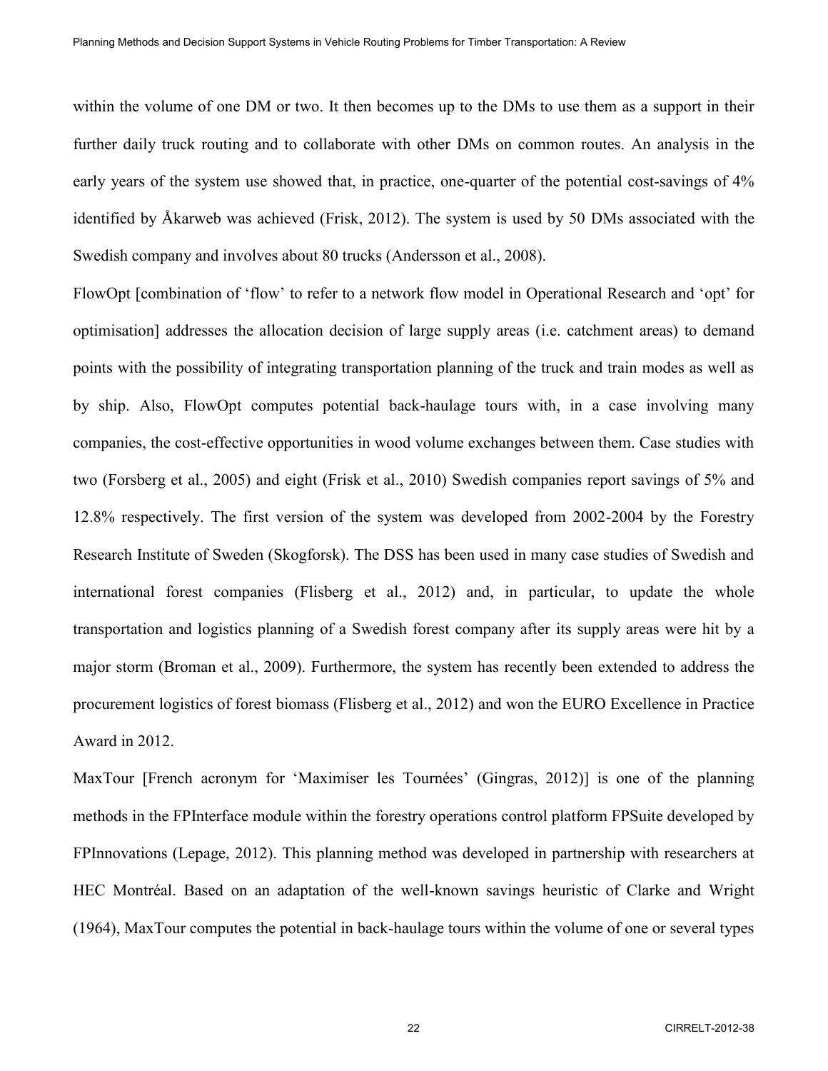within the volume of one DM or two. It then becomes up to the DMs to use them as a support in their further daily truck routing and to collaborate with other DMs on common routes. An analysis in the early years of the system use showed that, in practice, one-quarter of the potential cost-savings of 4% identified by Åkarweb was achieved (Frisk, 2012). The system is used by 50 DMs associated with the Swedish company and involves about 80 trucks (Andersson et al., 2008).

FlowOpt [combination of 'flow' to refer to a network flow model in Operational Research and 'opt' for optimisation] addresses the allocation decision of large supply areas (i.e. catchment areas) to demand points with the possibility of integrating transportation planning of the truck and train modes as well as by ship. Also, FlowOpt computes potential back-haulage tours with, in a case involving many companies, the cost-effective opportunities in wood volume exchanges between them. Case studies with two (Forsberg et al., 2005) and eight (Frisk et al., 2010) Swedish companies report savings of 5% and 12.8% respectively. The first version of the system was developed from 2002-2004 by the Forestry Research Institute of Sweden (Skogforsk). The DSS has been used in many case studies of Swedish and international forest companies (Flisberg et al., 2012) and, in particular, to update the whole transportation and logistics planning of a Swedish forest company after its supply areas were hit by a major storm (Broman et al., 2009). Furthermore, the system has recently been extended to address the procurement logistics of forest biomass (Flisberg et al., 2012) and won the EURO Excellence in Practice Award in 2012.

MaxTour [French acronym for 'Maximiser les Tournées' (Gingras, 2012)] is one of the planning methods in the FPInterface module within the forestry operations control platform FPSuite developed by FPInnovations (Lepage, 2012). This planning method was developed in partnership with researchers at HEC Montréal. Based on an adaptation of the well-known savings heuristic of Clarke and Wright (1964), MaxTour computes the potential in back-haulage tours within the volume of one or several types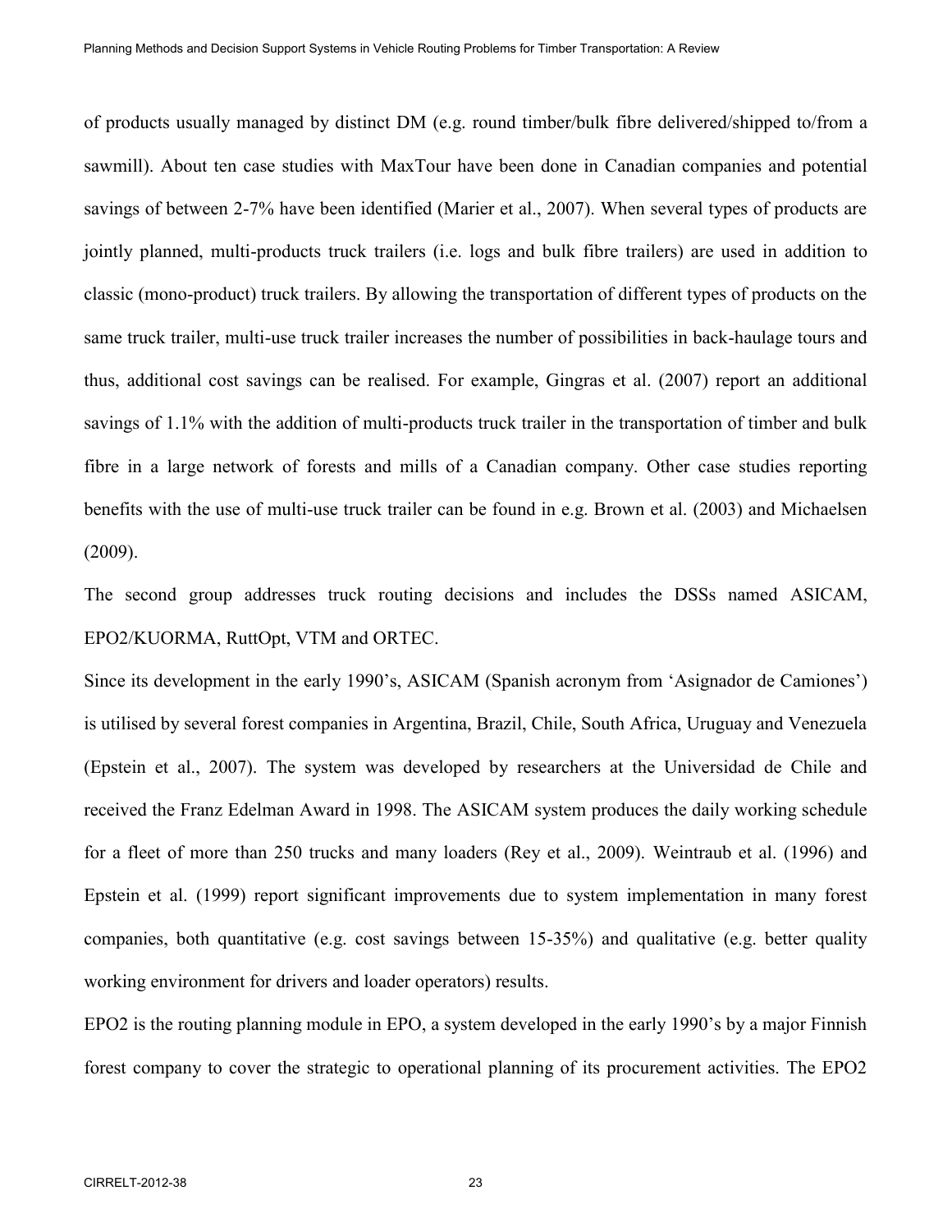of products usually managed by distinct DM (e.g. round timber/bulk fibre delivered/shipped to/from a sawmill). About ten case studies with MaxTour have been done in Canadian companies and potential savings of between 2-7% have been identified (Marier et al., 2007). When several types of products are jointly planned, multi-products truck trailers (i.e. logs and bulk fibre trailers) are used in addition to classic (mono-product) truck trailers. By allowing the transportation of different types of products on the same truck trailer, multi-use truck trailer increases the number of possibilities in back-haulage tours and thus, additional cost savings can be realised. For example, Gingras et al. (2007) report an additional savings of 1.1% with the addition of multi-products truck trailer in the transportation of timber and bulk fibre in a large network of forests and mills of a Canadian company. Other case studies reporting benefits with the use of multi-use truck trailer can be found in e.g. Brown et al. (2003) and Michaelsen (2009).

The second group addresses truck routing decisions and includes the DSSs named ASICAM, EPO2/KUORMA, RuttOpt, VTM and ORTEC.

Since its development in the early 1990's, ASICAM (Spanish acronym from 'Asignador de Camiones') is utilised by several forest companies in Argentina, Brazil, Chile, South Africa, Uruguay and Venezuela (Epstein et al., 2007). The system was developed by researchers at the Universidad de Chile and received the Franz Edelman Award in 1998. The ASICAM system produces the daily working schedule for a fleet of more than 250 trucks and many loaders (Rey et al., 2009). Weintraub et al. (1996) and Epstein et al. (1999) report significant improvements due to system implementation in many forest companies, both quantitative (e.g. cost savings between 15-35%) and qualitative (e.g. better quality working environment for drivers and loader operators) results.

EPO2 is the routing planning module in EPO, a system developed in the early 1990's by a major Finnish forest company to cover the strategic to operational planning of its procurement activities. The EPO2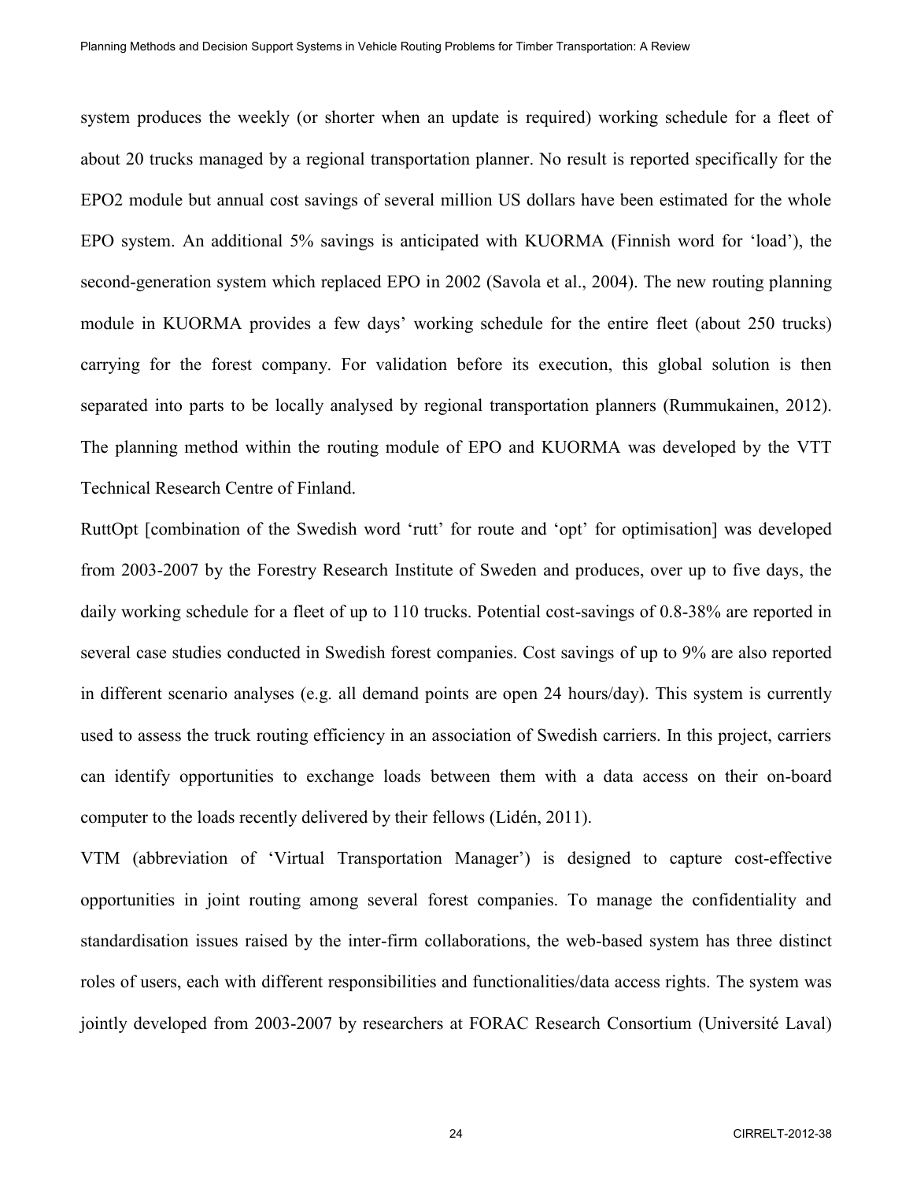system produces the weekly (or shorter when an update is required) working schedule for a fleet of about 20 trucks managed by a regional transportation planner. No result is reported specifically for the EPO2 module but annual cost savings of several million US dollars have been estimated for the whole EPO system. An additional 5% savings is anticipated with KUORMA (Finnish word for 'load'), the second-generation system which replaced EPO in 2002 (Savola et al., 2004). The new routing planning module in KUORMA provides a few days' working schedule for the entire fleet (about 250 trucks) carrying for the forest company. For validation before its execution, this global solution is then separated into parts to be locally analysed by regional transportation planners (Rummukainen, 2012). The planning method within the routing module of EPO and KUORMA was developed by the VTT Technical Research Centre of Finland.

RuttOpt [combination of the Swedish word 'rutt' for route and 'opt' for optimisation] was developed from 2003-2007 by the Forestry Research Institute of Sweden and produces, over up to five days, the daily working schedule for a fleet of up to 110 trucks. Potential cost-savings of 0.8-38% are reported in several case studies conducted in Swedish forest companies. Cost savings of up to 9% are also reported in different scenario analyses (e.g. all demand points are open 24 hours/day). This system is currently used to assess the truck routing efficiency in an association of Swedish carriers. In this project, carriers can identify opportunities to exchange loads between them with a data access on their on-board computer to the loads recently delivered by their fellows (Lidén, 2011).

VTM (abbreviation of 'Virtual Transportation Manager') is designed to capture cost-effective opportunities in joint routing among several forest companies. To manage the confidentiality and standardisation issues raised by the inter-firm collaborations, the web-based system has three distinct roles of users, each with different responsibilities and functionalities/data access rights. The system was jointly developed from 2003-2007 by researchers at FORAC Research Consortium (Université Laval)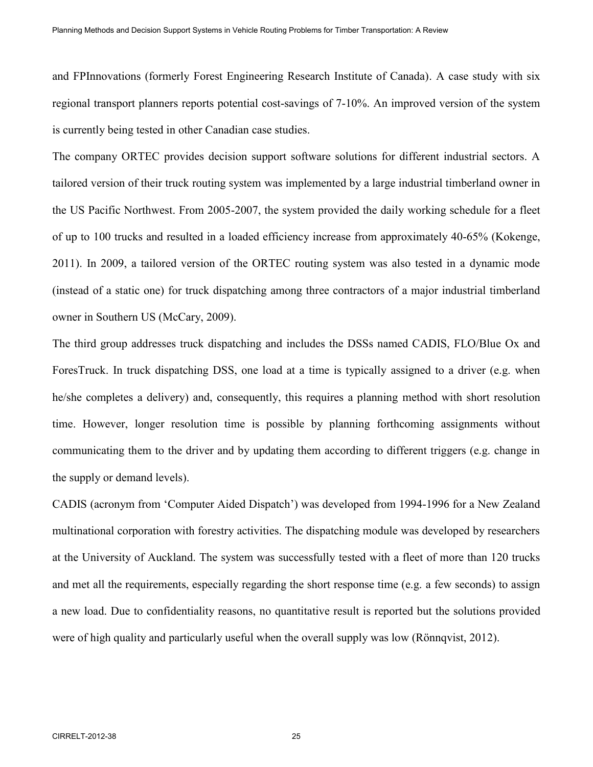and FPInnovations (formerly Forest Engineering Research Institute of Canada). A case study with six regional transport planners reports potential cost-savings of 7-10%. An improved version of the system is currently being tested in other Canadian case studies.

The company ORTEC provides decision support software solutions for different industrial sectors. A tailored version of their truck routing system was implemented by a large industrial timberland owner in the US Pacific Northwest. From 2005-2007, the system provided the daily working schedule for a fleet of up to 100 trucks and resulted in a loaded efficiency increase from approximately 40-65% (Kokenge, 2011). In 2009, a tailored version of the ORTEC routing system was also tested in a dynamic mode (instead of a static one) for truck dispatching among three contractors of a major industrial timberland owner in Southern US (McCary, 2009).

The third group addresses truck dispatching and includes the DSSs named CADIS, FLO/Blue Ox and ForesTruck. In truck dispatching DSS, one load at a time is typically assigned to a driver (e.g. when he/she completes a delivery) and, consequently, this requires a planning method with short resolution time. However, longer resolution time is possible by planning forthcoming assignments without communicating them to the driver and by updating them according to different triggers (e.g. change in the supply or demand levels).

CADIS (acronym from 'Computer Aided Dispatch') was developed from 1994-1996 for a New Zealand multinational corporation with forestry activities. The dispatching module was developed by researchers at the University of Auckland. The system was successfully tested with a fleet of more than 120 trucks and met all the requirements, especially regarding the short response time (e.g. a few seconds) to assign a new load. Due to confidentiality reasons, no quantitative result is reported but the solutions provided were of high quality and particularly useful when the overall supply was low (Rönnqvist, 2012).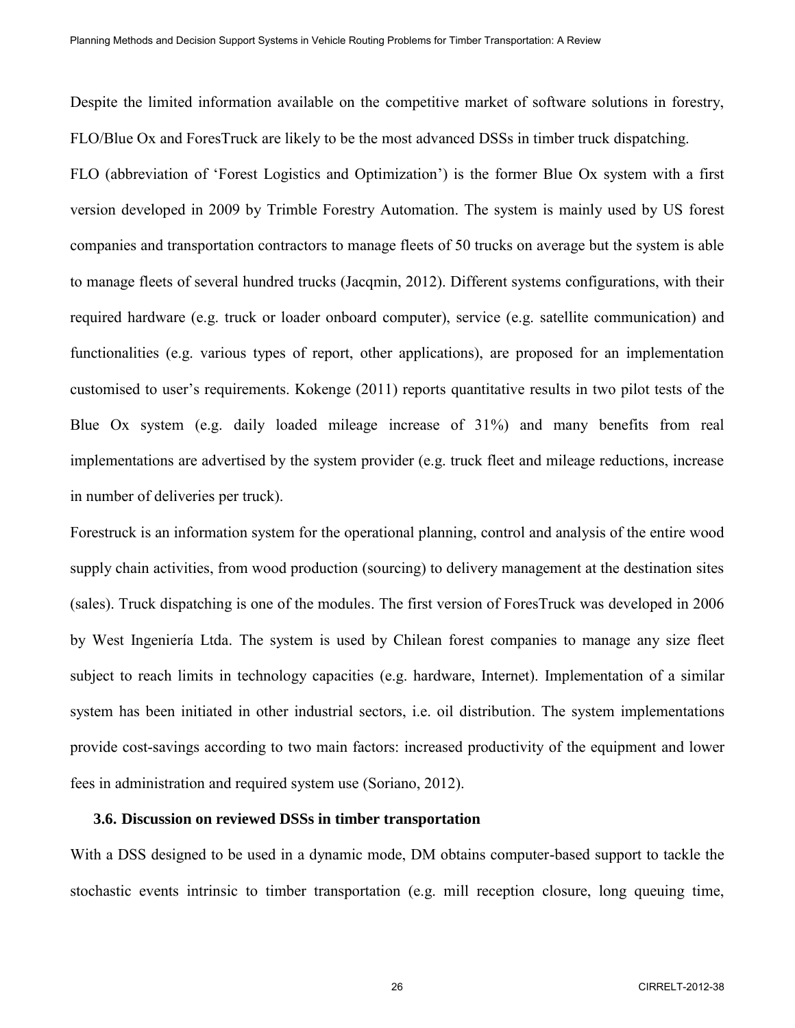Despite the limited information available on the competitive market of software solutions in forestry, FLO/Blue Ox and ForesTruck are likely to be the most advanced DSSs in timber truck dispatching.

FLO (abbreviation of 'Forest Logistics and Optimization') is the former Blue Ox system with a first version developed in 2009 by Trimble Forestry Automation. The system is mainly used by US forest companies and transportation contractors to manage fleets of 50 trucks on average but the system is able to manage fleets of several hundred trucks (Jacqmin, 2012). Different systems configurations, with their required hardware (e.g. truck or loader onboard computer), service (e.g. satellite communication) and functionalities (e.g. various types of report, other applications), are proposed for an implementation customised to user's requirements. Kokenge (2011) reports quantitative results in two pilot tests of the Blue Ox system (e.g. daily loaded mileage increase of 31%) and many benefits from real implementations are advertised by the system provider (e.g. truck fleet and mileage reductions, increase in number of deliveries per truck).

Forestruck is an information system for the operational planning, control and analysis of the entire wood supply chain activities, from wood production (sourcing) to delivery management at the destination sites (sales). Truck dispatching is one of the modules. The first version of ForesTruck was developed in 2006 by West Ingeniería Ltda. The system is used by Chilean forest companies to manage any size fleet subject to reach limits in technology capacities (e.g. hardware, Internet). Implementation of a similar system has been initiated in other industrial sectors, i.e. oil distribution. The system implementations provide cost-savings according to two main factors: increased productivity of the equipment and lower fees in administration and required system use (Soriano, 2012).

### 3.6. Discussion on reviewed DSSs in timber transportation

With a DSS designed to be used in a dynamic mode, DM obtains computer-based support to tackle the stochastic events intrinsic to timber transportation (e.g. mill reception closure, long queuing time,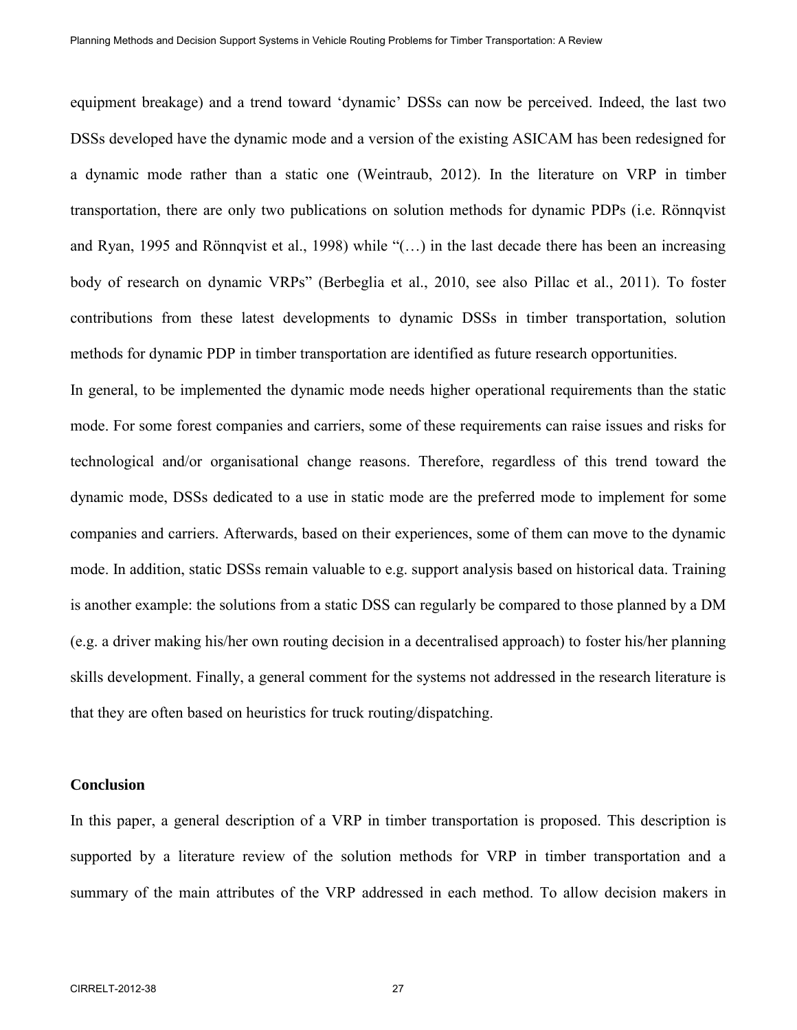equipment breakage) and a trend toward 'dynamic' DSSs can now be perceived. Indeed, the last two DSSs developed have the dynamic mode and a version of the existing ASICAM has been redesigned for a dynamic mode rather than a static one (Weintraub, 2012). In the literature on VRP in timber transportation, there are only two publications on solution methods for dynamic PDPs (i.e. Rönnqvist and Ryan, 1995 and Rönnqvist et al., 1998) while "(…) in the last decade there has been an increasing body of research on dynamic VRPs" (Berbeglia et al., 2010, see also Pillac et al., 2011). To foster contributions from these latest developments to dynamic DSSs in timber transportation, solution methods for dynamic PDP in timber transportation are identified as future research opportunities.

In general, to be implemented the dynamic mode needs higher operational requirements than the static mode. For some forest companies and carriers, some of these requirements can raise issues and risks for technological and/or organisational change reasons. Therefore, regardless of this trend toward the dynamic mode, DSSs dedicated to a use in static mode are the preferred mode to implement for some companies and carriers. Afterwards, based on their experiences, some of them can move to the dynamic mode. In addition, static DSSs remain valuable to e.g. support analysis based on historical data. Training is another example: the solutions from a static DSS can regularly be compared to those planned by a DM (e.g. a driver making his/her own routing decision in a decentralised approach) to foster his/her planning skills development. Finally, a general comment for the systems not addressed in the research literature is that they are often based on heuristics for truck routing/dispatching.

## Conclusion

In this paper, a general description of a VRP in timber transportation is proposed. This description is supported by a literature review of the solution methods for VRP in timber transportation and a summary of the main attributes of the VRP addressed in each method. To allow decision makers in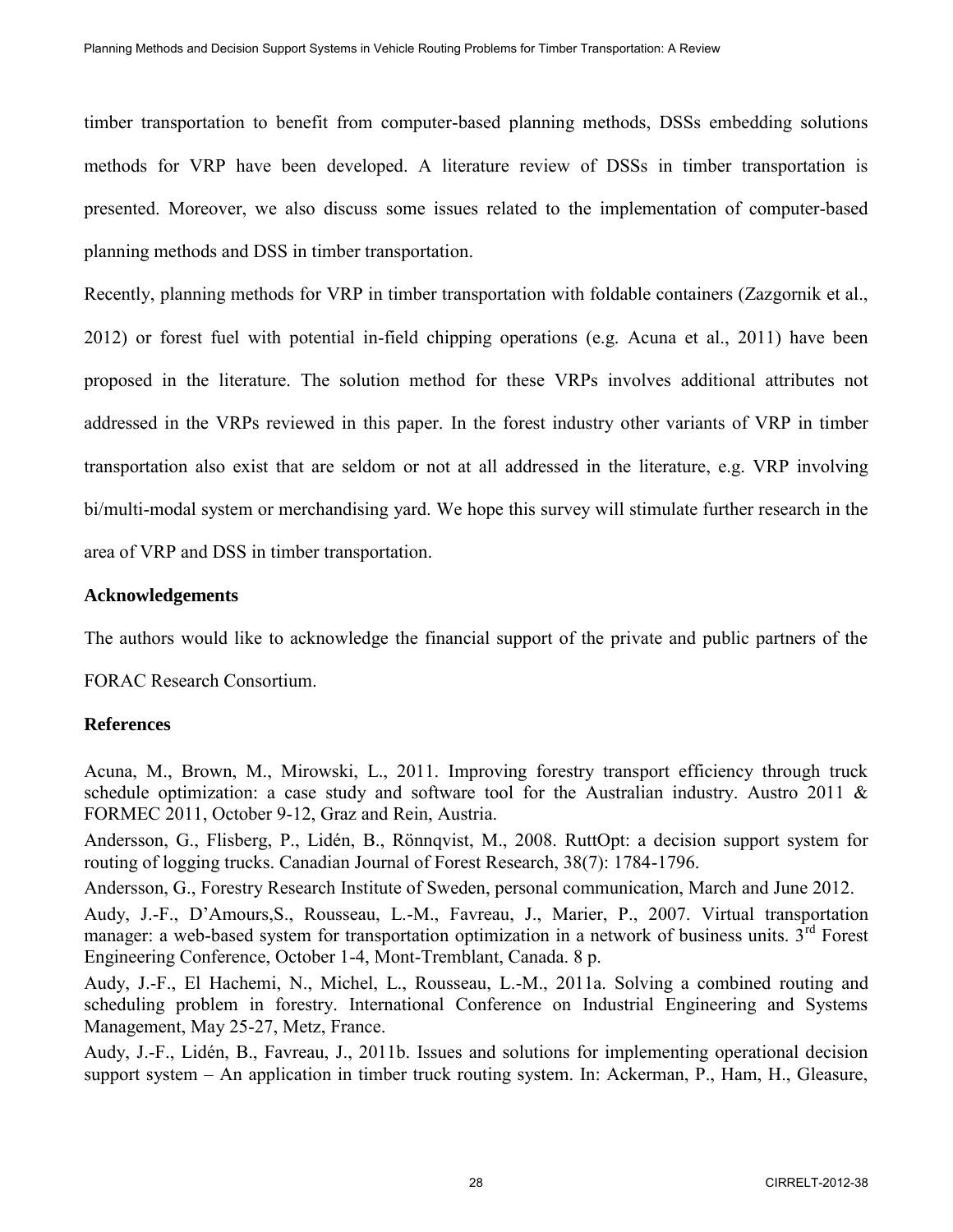timber transportation to benefit from computer-based planning methods, DSSs embedding solutions methods for VRP have been developed. A literature review of DSSs in timber transportation is presented. Moreover, we also discuss some issues related to the implementation of computer-based planning methods and DSS in timber transportation.

Recently, planning methods for VRP in timber transportation with foldable containers (Zazgornik et al., 2012) or forest fuel with potential in-field chipping operations (e.g. Acuna et al., 2011) have been proposed in the literature. The solution method for these VRPs involves additional attributes not addressed in the VRPs reviewed in this paper. In the forest industry other variants of VRP in timber transportation also exist that are seldom or not at all addressed in the literature, e.g. VRP involving bi/multi-modal system or merchandising yard. We hope this survey will stimulate further research in the area of VRP and DSS in timber transportation.

## Acknowledgements

The authors would like to acknowledge the financial support of the private and public partners of the FORAC Research Consortium.

## References

Acuna, M., Brown, M., Mirowski, L., 2011. Improving forestry transport efficiency through truck schedule optimization: a case study and software tool for the Australian industry. Austro 2011 & FORMEC 2011, October 9-12, Graz and Rein, Austria.

Andersson, G., Flisberg, P., Lidén, B., Rönnqvist, M., 2008. RuttOpt: a decision support system for routing of logging trucks. Canadian Journal of Forest Research, 38(7): 1784-1796.

Andersson, G., Forestry Research Institute of Sweden, personal communication, March and June 2012.

Audy, J.-F., D'Amours,S., Rousseau, L.-M., Favreau, J., Marier, P., 2007. Virtual transportation manager: a web-based system for transportation optimization in a network of business units. 3rd Forest Engineering Conference, October 1-4, Mont-Tremblant, Canada. 8 p.

Audy, J.-F., El Hachemi, N., Michel, L., Rousseau, L.-M., 2011a. Solving a combined routing and scheduling problem in forestry. International Conference on Industrial Engineering and Systems Management, May 25-27, Metz, France.

Audy, J.-F., Lidén, B., Favreau, J., 2011b. Issues and solutions for implementing operational decision support system – An application in timber truck routing system. In: Ackerman, P., Ham, H., Gleasure,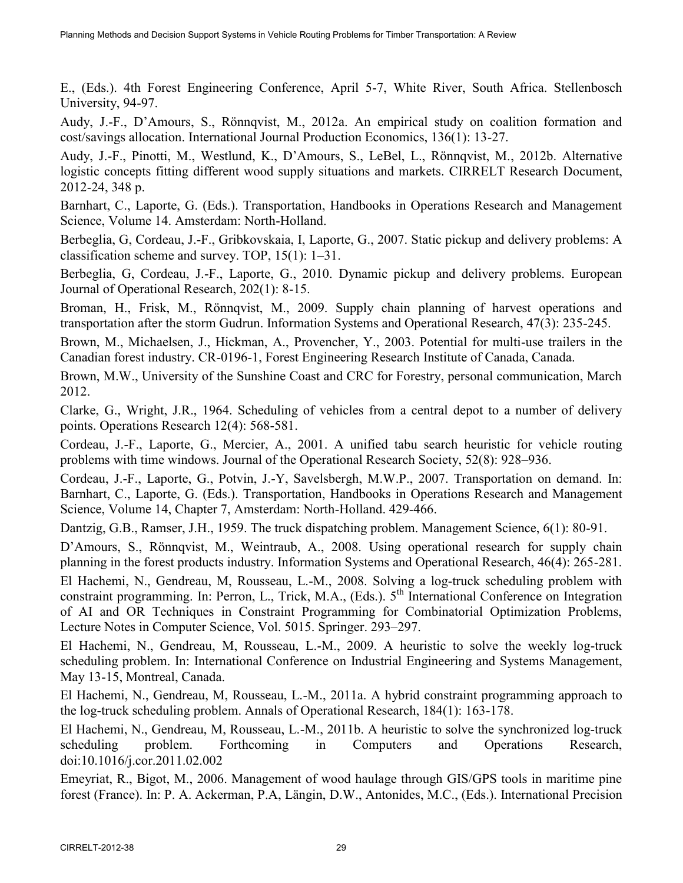E., (Eds.). 4th Forest Engineering Conference, April 5-7, White River, South Africa. Stellenbosch University, 94-97.

Audy, J.-F., D'Amours, S., Rönnqvist, M., 2012a. An empirical study on coalition formation and cost/savings allocation. International Journal Production Economics, 136(1): 13-27.

Audy, J.-F., Pinotti, M., Westlund, K., D'Amours, S., LeBel, L., Rönnqvist, M., 2012b. Alternative logistic concepts fitting different wood supply situations and markets. CIRRELT Research Document, 2012-24, 348 p.

Barnhart, C., Laporte, G. (Eds.). Transportation, Handbooks in Operations Research and Management Science, Volume 14. Amsterdam: North-Holland.

Berbeglia, G, Cordeau, J.-F., Gribkovskaia, I, Laporte, G., 2007. Static pickup and delivery problems: A classification scheme and survey. TOP, 15(1): 1–31.

Berbeglia, G, Cordeau, J.-F., Laporte, G., 2010. Dynamic pickup and delivery problems. European Journal of Operational Research, 202(1): 8-15.

Broman, H., Frisk, M., Rönnqvist, M., 2009. Supply chain planning of harvest operations and transportation after the storm Gudrun. Information Systems and Operational Research, 47(3): 235-245.

Brown, M., Michaelsen, J., Hickman, A., Provencher, Y., 2003. Potential for multi-use trailers in the Canadian forest industry. CR-0196-1, Forest Engineering Research Institute of Canada, Canada.

Brown, M.W., University of the Sunshine Coast and CRC for Forestry, personal communication, March 2012.

Clarke, G., Wright, J.R., 1964. Scheduling of vehicles from a central depot to a number of delivery points. Operations Research 12(4): 568-581.

Cordeau, J.-F., Laporte, G., Mercier, A., 2001. A unified tabu search heuristic for vehicle routing problems with time windows. Journal of the Operational Research Society, 52(8): 928–936.

Cordeau, J.-F., Laporte, G., Potvin, J.-Y, Savelsbergh, M.W.P., 2007. Transportation on demand. In: Barnhart, C., Laporte, G. (Eds.). Transportation, Handbooks in Operations Research and Management Science, Volume 14, Chapter 7, Amsterdam: North-Holland. 429-466.

Dantzig, G.B., Ramser, J.H., 1959. The truck dispatching problem. Management Science, 6(1): 80-91.

D'Amours, S., Rönnqvist, M., Weintraub, A., 2008. Using operational research for supply chain planning in the forest products industry. Information Systems and Operational Research, 46(4): 265-281.

El Hachemi, N., Gendreau, M, Rousseau, L.-M., 2008. Solving a log-truck scheduling problem with constraint programming. In: Perron, L., Trick, M.A., (Eds.). 5th International Conference on Integration of AI and OR Techniques in Constraint Programming for Combinatorial Optimization Problems, Lecture Notes in Computer Science, Vol. 5015. Springer. 293–297.

El Hachemi, N., Gendreau, M, Rousseau, L.-M., 2009. A heuristic to solve the weekly log-truck scheduling problem. In: International Conference on Industrial Engineering and Systems Management, May 13-15, Montreal, Canada.

El Hachemi, N., Gendreau, M, Rousseau, L.-M., 2011a. A hybrid constraint programming approach to the log-truck scheduling problem. Annals of Operational Research, 184(1): 163-178.

El Hachemi, N., Gendreau, M, Rousseau, L.-M., 2011b. A heuristic to solve the synchronized log-truck scheduling problem. Forthcoming in Computers and Operations Research, doi:10.1016/j.cor.2011.02.002

Emeyriat, R., Bigot, M., 2006. Management of wood haulage through GIS/GPS tools in maritime pine forest (France). In: P. A. Ackerman, P.A, Längin, D.W., Antonides, M.C., (Eds.). International Precision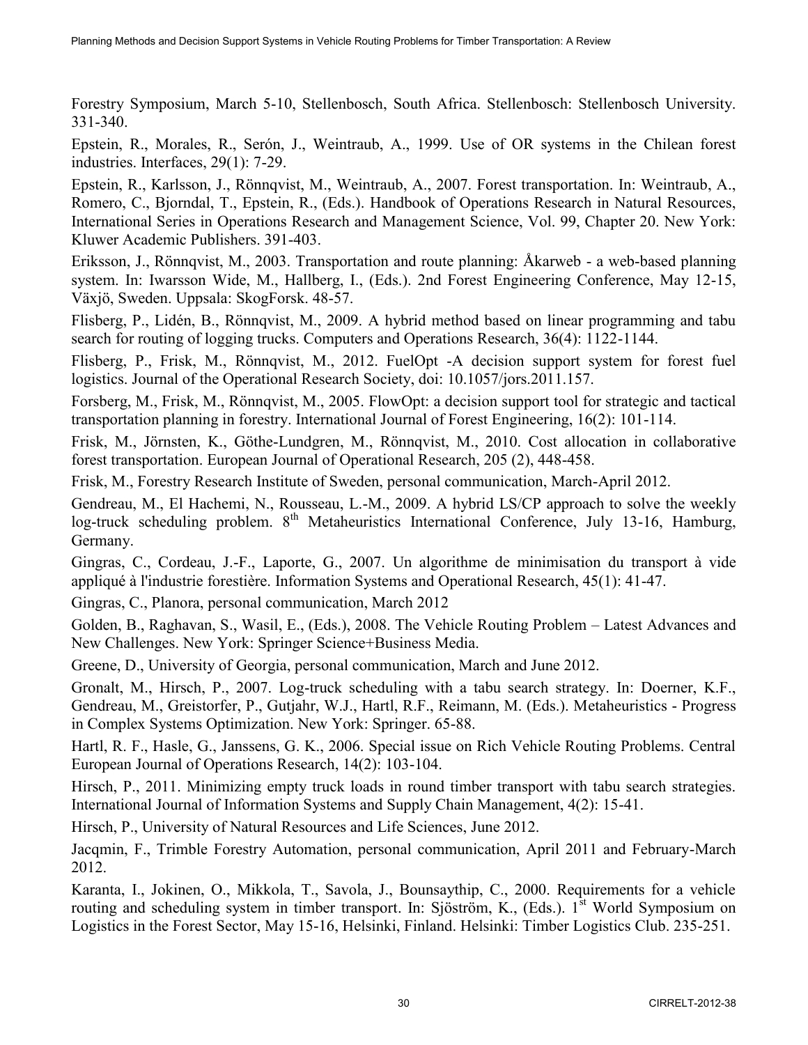Forestry Symposium, March 5-10, Stellenbosch, South Africa. Stellenbosch: Stellenbosch University. 331-340.

Epstein, R., Morales, R., Serón, J., Weintraub, A., 1999. Use of OR systems in the Chilean forest industries. Interfaces, 29(1): 7-29.

Epstein, R., Karlsson, J., Rönnqvist, M., Weintraub, A., 2007. Forest transportation. In: Weintraub, A., Romero, C., Bjorndal, T., Epstein, R., (Eds.). Handbook of Operations Research in Natural Resources, International Series in Operations Research and Management Science, Vol. 99, Chapter 20. New York: Kluwer Academic Publishers. 391-403.

Eriksson, J., Rönnqvist, M., 2003. Transportation and route planning: Åkarweb - a web-based planning system. In: Iwarsson Wide, M., Hallberg, I., (Eds.). 2nd Forest Engineering Conference, May 12-15, Växjö, Sweden. Uppsala: SkogForsk. 48-57.

Flisberg, P., Lidén, B., Rönnqvist, M., 2009. A hybrid method based on linear programming and tabu search for routing of logging trucks. Computers and Operations Research, 36(4): 1122-1144.

Flisberg, P., Frisk, M., Rönnqvist, M., 2012. FuelOpt -A decision support system for forest fuel logistics. Journal of the Operational Research Society, doi: 10.1057/jors.2011.157.

Forsberg, M., Frisk, M., Rönnqvist, M., 2005. FlowOpt: a decision support tool for strategic and tactical transportation planning in forestry. International Journal of Forest Engineering, 16(2): 101-114.

Frisk, M., Jörnsten, K., Göthe-Lundgren, M., Rönnqvist, M., 2010. Cost allocation in collaborative forest transportation. European Journal of Operational Research, 205 (2), 448-458.

Frisk, M., Forestry Research Institute of Sweden, personal communication, March-April 2012.

Gendreau, M., El Hachemi, N., Rousseau, L.-M., 2009. A hybrid LS/CP approach to solve the weekly log-truck scheduling problem. 8th Metaheuristics International Conference, July 13-16, Hamburg, Germany.

Gingras, C., Cordeau, J.-F., Laporte, G., 2007. Un algorithme de minimisation du transport à vide appliqué à l'industrie forestière. Information Systems and Operational Research, 45(1): 41-47.

Gingras, C., Planora, personal communication, March 2012

Golden, B., Raghavan, S., Wasil, E., (Eds.), 2008. The Vehicle Routing Problem – Latest Advances and New Challenges. New York: Springer Science+Business Media.

Greene, D., University of Georgia, personal communication, March and June 2012.

Gronalt, M., Hirsch, P., 2007. Log-truck scheduling with a tabu search strategy. In: Doerner, K.F., Gendreau, M., Greistorfer, P., Gutjahr, W.J., Hartl, R.F., Reimann, M. (Eds.). Metaheuristics - Progress in Complex Systems Optimization. New York: Springer. 65-88.

Hartl, R. F., Hasle, G., Janssens, G. K., 2006. Special issue on Rich Vehicle Routing Problems. Central European Journal of Operations Research, 14(2): 103-104.

Hirsch, P., 2011. Minimizing empty truck loads in round timber transport with tabu search strategies. International Journal of Information Systems and Supply Chain Management, 4(2): 15-41.

Hirsch, P., University of Natural Resources and Life Sciences, June 2012.

Jacqmin, F., Trimble Forestry Automation, personal communication, April 2011 and February-March 2012.

Karanta, I., Jokinen, O., Mikkola, T., Savola, J., Bounsaythip, C., 2000. Requirements for a vehicle routing and scheduling system in timber transport. In: Sjöström, K., (Eds.). 1st World Symposium on Logistics in the Forest Sector, May 15-16, Helsinki, Finland. Helsinki: Timber Logistics Club. 235-251.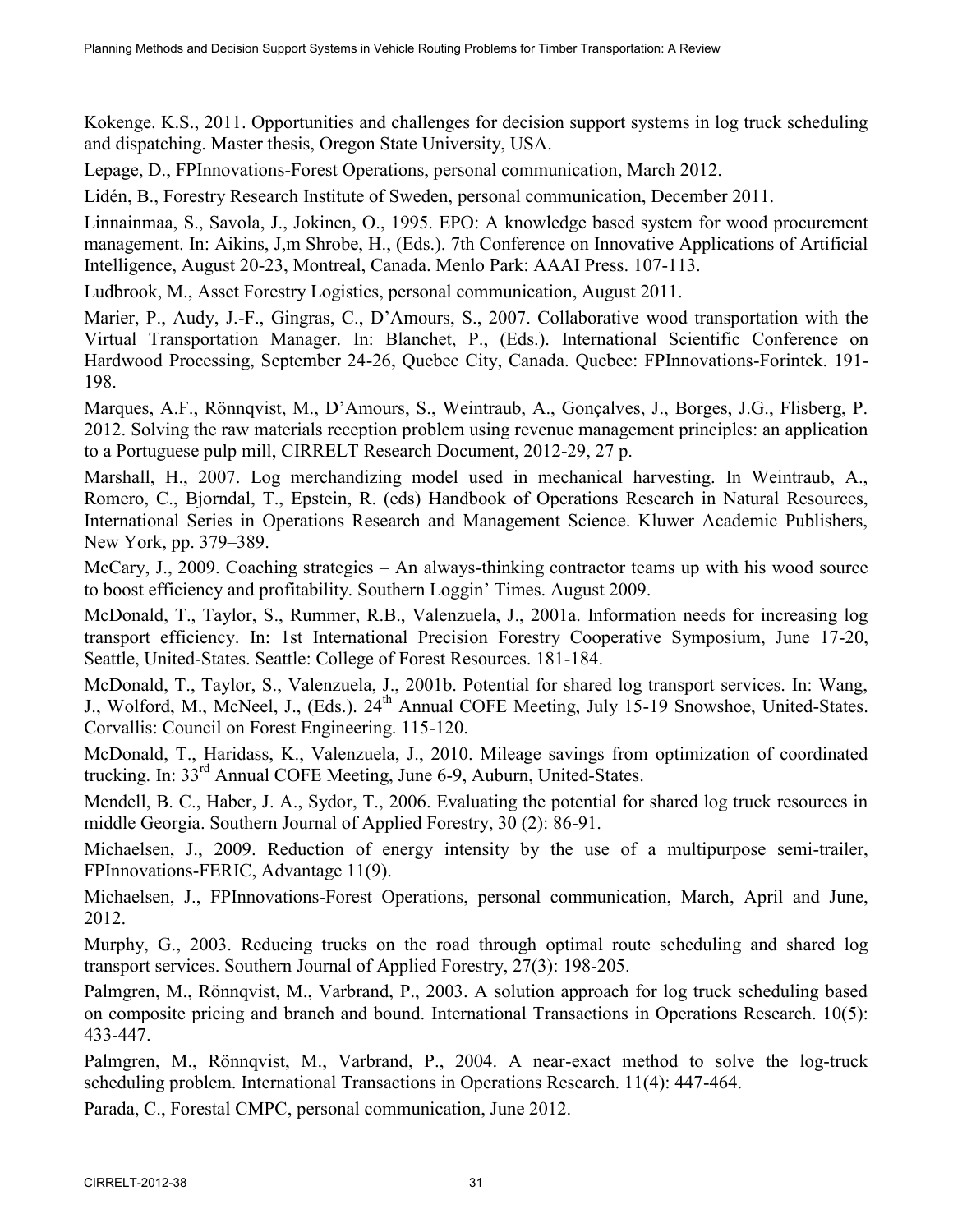Kokenge. K.S., 2011. Opportunities and challenges for decision support systems in log truck scheduling and dispatching. Master thesis, Oregon State University, USA.

Lepage, D., FPInnovations-Forest Operations, personal communication, March 2012.

Lidén, B., Forestry Research Institute of Sweden, personal communication, December 2011.

Linnainmaa, S., Savola, J., Jokinen, O., 1995. EPO: A knowledge based system for wood procurement management. In: Aikins, J,m Shrobe, H., (Eds.). 7th Conference on Innovative Applications of Artificial Intelligence, August 20-23, Montreal, Canada. Menlo Park: AAAI Press. 107-113.

Ludbrook, M., Asset Forestry Logistics, personal communication, August 2011.

Marier, P., Audy, J.-F., Gingras, C., D'Amours, S., 2007. Collaborative wood transportation with the Virtual Transportation Manager. In: Blanchet, P., (Eds.). International Scientific Conference on Hardwood Processing, September 24-26, Quebec City, Canada. Quebec: FPInnovations-Forintek. 191-198.

Marques, A.F., Rönnqvist, M., D'Amours, S., Weintraub, A., Gonçalves, J., Borges, J.G., Flisberg, P. 2012. Solving the raw materials reception problem using revenue management principles: an application to a Portuguese pulp mill, CIRRELT Research Document, 2012-29, 27 p.

Marshall, H., 2007. Log merchandizing model used in mechanical harvesting. In Weintraub, A., Romero, C., Bjorndal, T., Epstein, R. (eds) Handbook of Operations Research in Natural Resources, International Series in Operations Research and Management Science. Kluwer Academic Publishers, New York, pp. 379–389.

McCary, J., 2009. Coaching strategies – An always-thinking contractor teams up with his wood source to boost efficiency and profitability. Southern Loggin' Times. August 2009.

McDonald, T., Taylor, S., Rummer, R.B., Valenzuela, J., 2001a. Information needs for increasing log transport efficiency. In: 1st International Precision Forestry Cooperative Symposium, June 17-20, Seattle, United-States. Seattle: College of Forest Resources. 181-184.

McDonald, T., Taylor, S., Valenzuela, J., 2001b. Potential for shared log transport services. In: Wang, J., Wolford, M., McNeel, J., (Eds.). 24th Annual COFE Meeting, July 15-19 Snowshoe, United-States. Corvallis: Council on Forest Engineering. 115-120.

McDonald, T., Haridass, K., Valenzuela, J., 2010. Mileage savings from optimization of coordinated trucking. In: 33rd Annual COFE Meeting, June 6-9, Auburn, United-States.

Mendell, B. C., Haber, J. A., Sydor, T., 2006. Evaluating the potential for shared log truck resources in middle Georgia. Southern Journal of Applied Forestry, 30 (2): 86-91.

Michaelsen, J., 2009. Reduction of energy intensity by the use of a multipurpose semi-trailer, FPInnovations-FERIC, Advantage 11(9).

Michaelsen, J., FPInnovations-Forest Operations, personal communication, March, April and June, 2012.

Murphy, G., 2003. Reducing trucks on the road through optimal route scheduling and shared log transport services. Southern Journal of Applied Forestry, 27(3): 198-205.

Palmgren, M., Rönnqvist, M., Varbrand, P., 2003. A solution approach for log truck scheduling based on composite pricing and branch and bound. International Transactions in Operations Research. 10(5): 433-447.

Palmgren, M., Rönnqvist, M., Varbrand, P., 2004. A near-exact method to solve the log-truck scheduling problem. International Transactions in Operations Research. 11(4): 447-464.

Parada, C., Forestal CMPC, personal communication, June 2012.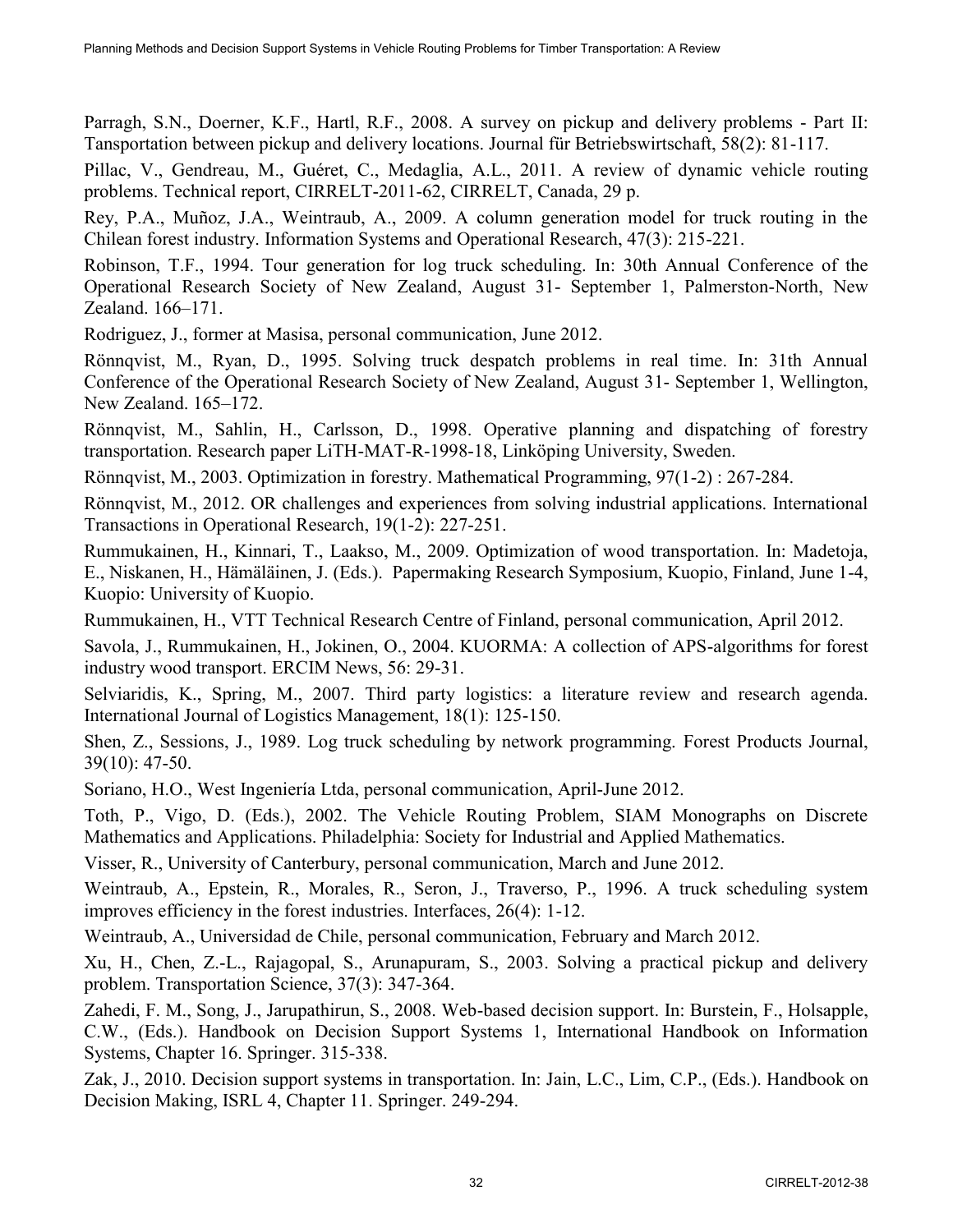Parragh, S.N., Doerner, K.F., Hartl, R.F., 2008. A survey on pickup and delivery problems - Part II: Tansportation between pickup and delivery locations. Journal für Betriebswirtschaft, 58(2): 81-117.

Pillac, V., Gendreau, M., Guéret, C., Medaglia, A.L., 2011. A review of dynamic vehicle routing problems. Technical report, CIRRELT-2011-62, CIRRELT, Canada, 29 p.

Rey, P.A., Muñoz, J.A., Weintraub, A., 2009. A column generation model for truck routing in the Chilean forest industry. Information Systems and Operational Research, 47(3): 215-221.

Robinson, T.F., 1994. Tour generation for log truck scheduling. In: 30th Annual Conference of the Operational Research Society of New Zealand, August 31- September 1, Palmerston-North, New Zealand. 166–171.

Rodriguez, J., former at Masisa, personal communication, June 2012.

Rönnqvist, M., Ryan, D., 1995. Solving truck despatch problems in real time. In: 31th Annual Conference of the Operational Research Society of New Zealand, August 31- September 1, Wellington, New Zealand. 165–172.

Rönnqvist, M., Sahlin, H., Carlsson, D., 1998. Operative planning and dispatching of forestry transportation. Research paper LiTH-MAT-R-1998-18, Linköping University, Sweden.

Rönnqvist, M., 2003. Optimization in forestry. Mathematical Programming, 97(1-2) : 267-284.

Rönnqvist, M., 2012. OR challenges and experiences from solving industrial applications. International Transactions in Operational Research, 19(1-2): 227-251.

Rummukainen, H., Kinnari, T., Laakso, M., 2009. Optimization of wood transportation. In: Madetoja, E., Niskanen, H., Hämäläinen, J. (Eds.). Papermaking Research Symposium, Kuopio, Finland, June 1-4, Kuopio: University of Kuopio.

Rummukainen, H., VTT Technical Research Centre of Finland, personal communication, April 2012.

Savola, J., Rummukainen, H., Jokinen, O., 2004. KUORMA: A collection of APS-algorithms for forest industry wood transport. ERCIM News, 56: 29-31.

Selviaridis, K., Spring, M., 2007. Third party logistics: a literature review and research agenda. International Journal of Logistics Management, 18(1): 125-150.

Shen, Z., Sessions, J., 1989. Log truck scheduling by network programming. Forest Products Journal, 39(10): 47-50.

Soriano, H.O., West Ingeniería Ltda, personal communication, April-June 2012.

Toth, P., Vigo, D. (Eds.), 2002. The Vehicle Routing Problem, SIAM Monographs on Discrete Mathematics and Applications. Philadelphia: Society for Industrial and Applied Mathematics.

Visser, R., University of Canterbury, personal communication, March and June 2012.

Weintraub, A., Epstein, R., Morales, R., Seron, J., Traverso, P., 1996. A truck scheduling system improves efficiency in the forest industries. Interfaces, 26(4): 1-12.

Weintraub, A., Universidad de Chile, personal communication, February and March 2012.

Xu, H., Chen, Z.-L., Rajagopal, S., Arunapuram, S., 2003. Solving a practical pickup and delivery problem. Transportation Science, 37(3): 347-364.

Zahedi, F. M., Song, J., Jarupathirun, S., 2008. Web-based decision support. In: Burstein, F., Holsapple, C.W., (Eds.). Handbook on Decision Support Systems 1, International Handbook on Information Systems, Chapter 16. Springer. 315-338.

Zak, J., 2010. Decision support systems in transportation. In: Jain, L.C., Lim, C.P., (Eds.). Handbook on Decision Making, ISRL 4, Chapter 11. Springer. 249-294.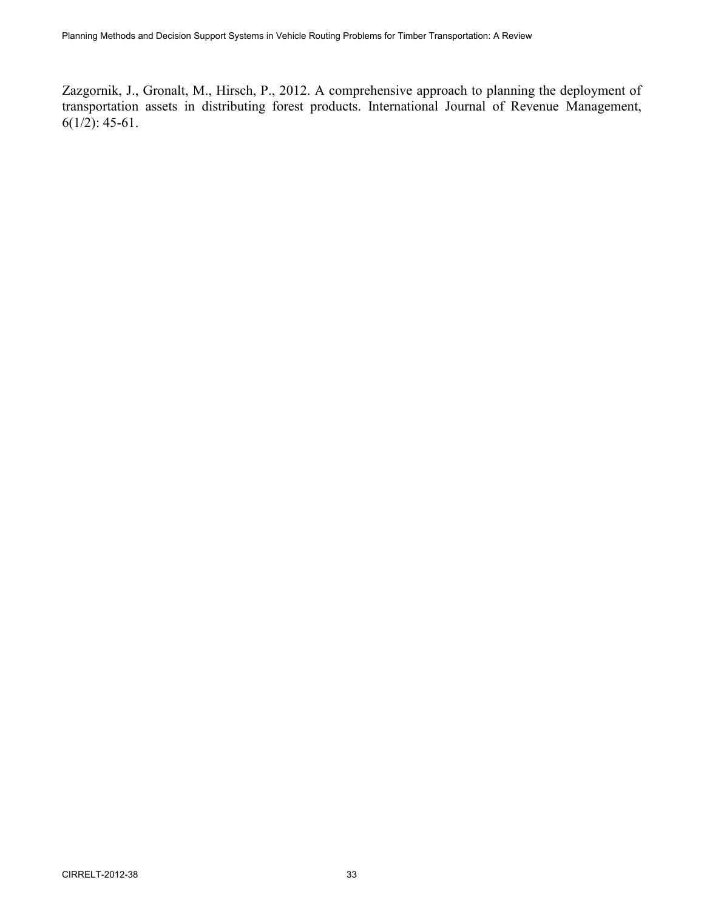Zazgornik, J., Gronalt, M., Hirsch, P., 2012. A comprehensive approach to planning the deployment of transportation assets in distributing forest products. International Journal of Revenue Management, 6(1/2): 45-61.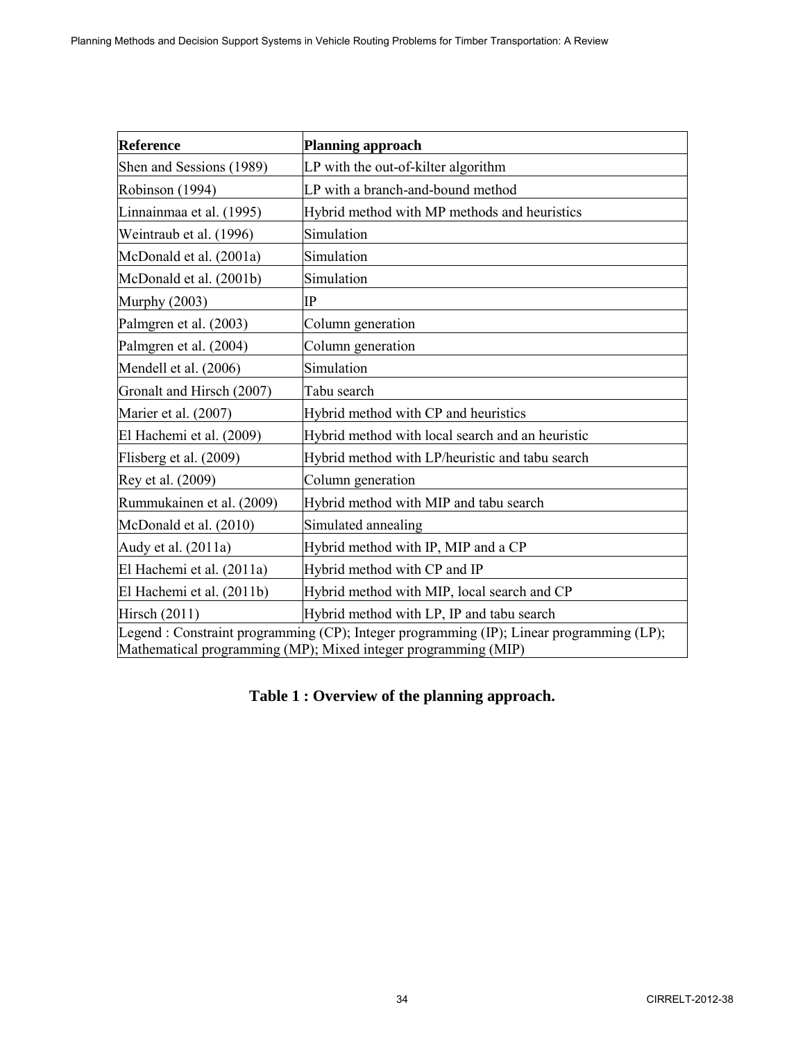| Reference | Planning approach |
| --- | --- |
| Shen and Sessions (1989) | LP with the out-of-kilter algorithm |
| Robinson (1994) | LP with a branch-and-bound method |
| Linnainmaa et al. (1995) | Hybrid method with MP methods and heuristics |
| Weintraub et al. (1996) | Simulation |
| McDonald et al. (2001a) | Simulation |
| McDonald et al. (2001b) | Simulation |
| Murphy (2003) | IP |
| Palmgren et al. (2003) | Column generation |
| Palmgren et al. (2004) | Column generation |
| Mendell et al. (2006) | Simulation |
| Gronalt and Hirsch (2007) | Tabu search |
| Marier et al. (2007) | Hybrid method with CP and heuristics |
| El Hachemi et al. (2009) | Hybrid method with local search and an heuristic |
| Flisberg et al. (2009) | Hybrid method with LP/heuristic and tabu search |
| Rey et al. (2009) | Column generation |
| Rummukainen et al. (2009) | Hybrid method with MIP and tabu search |
| McDonald et al. (2010) | Simulated annealing |
| Audy et al. (2011a) | Hybrid method with IP, MIP and a CP |
| El Hachemi et al. (2011a) | Hybrid method with CP and IP |
| El Hachemi et al. (2011b) | Hybrid method with MIP, local search and CP |
| Hirsch (2011) | Hybrid method with LP, IP and tabu search |
| Legend : Constraint programming (CP); Integer programming (IP); Linear programming (LP); Mathematical programming (MP); Mixed integer programming (MIP) | |

**Table 1 : Overview of the planning approach.**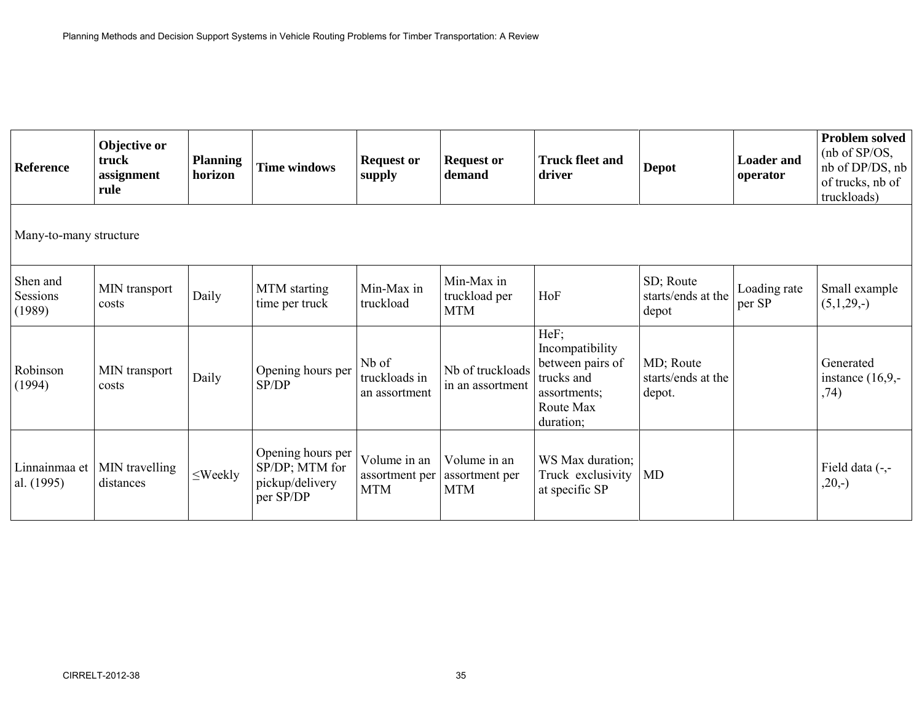| Reference | Objective or truck assignment rule | Planning horizon | Time windows | Request or supply | Request or demand | Truck fleet and driver | Depot | Loader and operator | Problem solved (nb of SP/OS, nb of DP/DS, nb of trucks, nb of truckloads) |
|---|---|---|---|---|---|---|---|---|---|
| Many-to-many structure | | | | | | | | | |
| Shen and Sessions (1989) | MIN transport costs | Daily | MTM starting time per truck | Min-Max in truckload | Min-Max in truckload per MTM | HoF | SD; Route starts/ends at the depot | Loading rate per SP | Small example (5,1,29,-) |
| Robinson (1994) | MIN transport costs | Daily | Opening hours per SP/DP | Nb of truckloads in an assortment | Nb of truckloads in an assortment | HeF; Incompatibility between pairs of trucks and assortments; Route Max duration; | MD; Route starts/ends at the depot. | | Generated instance (16,9,-,74) |
| Linnainmaa et al. (1995) | MIN travelling distances | ≤Weekly | Opening hours per SP/DP; MTM for pickup/delivery per SP/DP | Volume in an assortment per MTM | Volume in an assortment per MTM | WS Max duration; Truck exclusivity at specific SP | MD | | Field data (-,-,20,-) |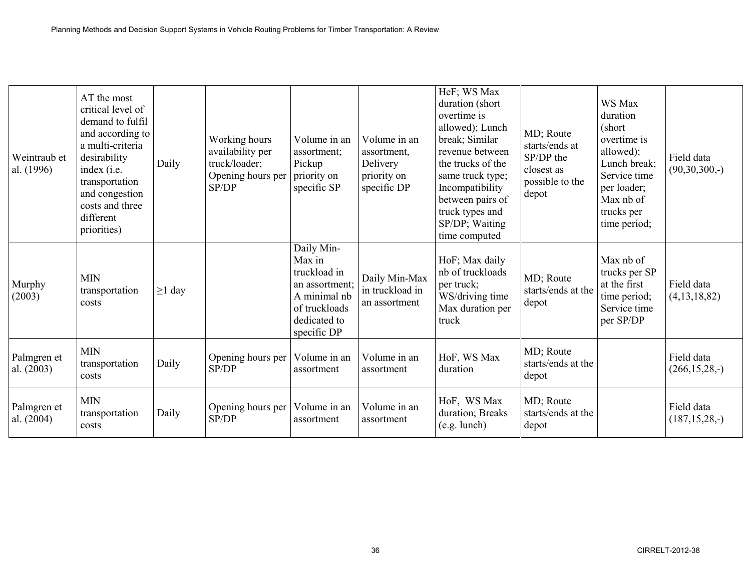| | | | | | | | | | |
|---|---|---|---|---|---|---|---|---|---|
| Weintraub et al. (1996) | AT the most critical level of demand to fulfil and according to a multi-criteria desirability index (i.e. transportation and congestion costs and three different priorities) | Daily | Working hours availability per truck/loader; Opening hours per SP/DP | Volume in an assortment; Pickup priority on specific SP | Volume in an assortment, Delivery priority on specific DP | HeF; WS Max duration (short overtime is allowed); Lunch break; Similar revenue between the trucks of the same truck type; Incompatibility between pairs of truck types and SP/DP; Waiting time computed | MD; Route starts/ends at SP/DP the closest as possible to the depot | WS Max duration (short overtime is allowed); Lunch break; Service time per loader; Max nb of trucks per time period; | Field data (90,30,300,-) |
| Murphy (2003) | MIN transportation costs | ≥1 day | | Daily Min-Max in truckload in an assortment; A minimal nb of truckloads dedicated to specific DP | Daily Min-Max in truckload in an assortment | HoF; Max daily nb of truckloads per truck; WS/driving time Max duration per truck | MD; Route starts/ends at the depot | Max nb of trucks per SP at the first time period; Service time per SP/DP | Field data (4,13,18,82) |
| Palmgren et al. (2003) | MIN transportation costs | Daily | Opening hours per SP/DP | Volume in an assortment | Volume in an assortment | HoF, WS Max duration | MD; Route starts/ends at the depot | | Field data (266,15,28,-) |
| Palmgren et al. (2004) | MIN transportation costs | Daily | Opening hours per SP/DP | Volume in an assortment | Volume in an assortment | HoF, WS Max duration; Breaks (e.g. lunch) | MD; Route starts/ends at the depot | | Field data (187,15,28,-) |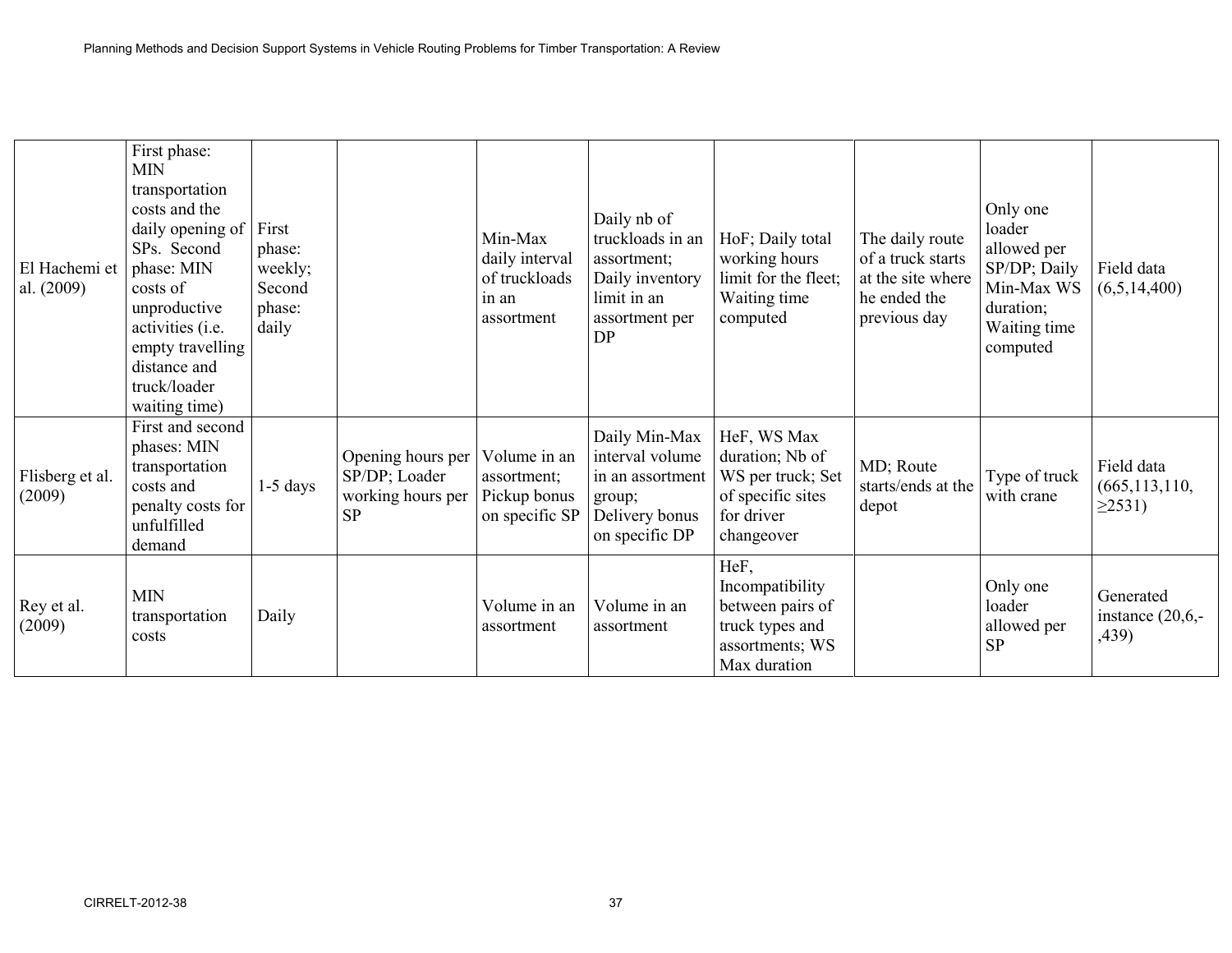| | | | | | | | | | |
|---|---|---|---|---|---|---|---|---|---|
| El Hachemi et al. (2009) | First phase: MIN transportation costs and the daily opening of SPs. Second phase: MIN costs of unproductive activities (i.e. empty travelling distance and truck/loader waiting time) | First phase: weekly; Second phase: daily | | Min-Max daily interval of truckloads in an assortment | Daily nb of truckloads in an assortment; Daily inventory limit in an assortment per DP | HoF; Daily total working hours limit for the fleet; Waiting time computed | The daily route of a truck starts at the site where he ended the previous day | Only one loader allowed per SP/DP; Daily Min-Max WS duration; Waiting time computed | Field data (6,5,14,400) |
| Flisberg et al. (2009) | First and second phases: MIN transportation costs and penalty costs for unfulfilled demand | 1-5 days | Opening hours per SP/DP; Loader working hours per SP | Volume in an assortment; Pickup bonus on specific SP | Daily Min-Max interval volume in an assortment group; Delivery bonus on specific DP | HeF, WS Max duration; Nb of WS per truck; Set of specific sites for driver changeover | MD; Route starts/ends at the depot | Type of truck with crane | Field data (665,113,110, ≥2531) |
| Rey et al. (2009) | MIN transportation costs | Daily | | Volume in an assortment | Volume in an assortment | HeF, Incompatibility between pairs of truck types and assortments; WS Max duration | | Only one loader allowed per SP | Generated instance (20,6,-,439) |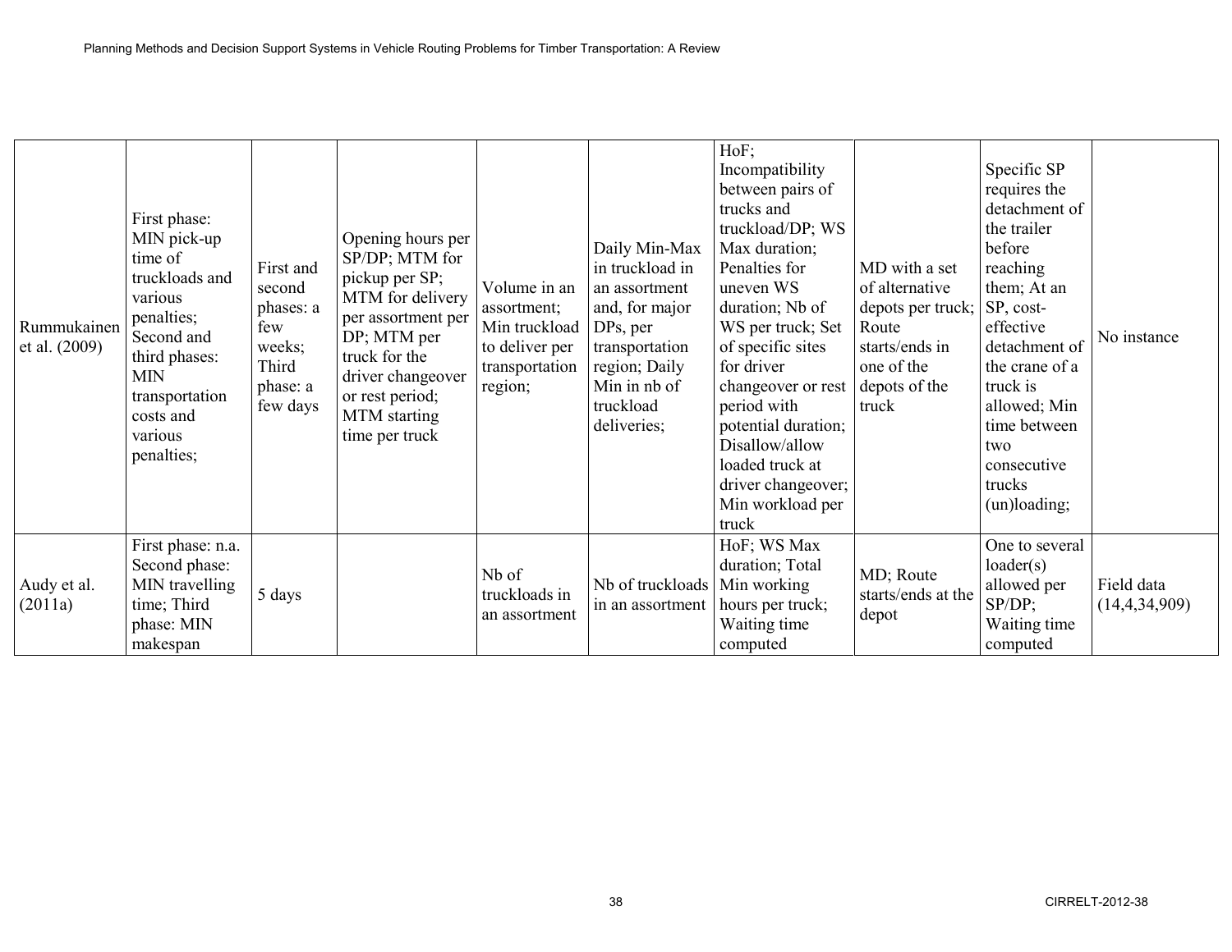| | | | | | | | | | |
|---|---|---|---|---|---|---|---|---|---|
| Rummukainen et al. (2009) | First phase: MIN pick-up time of truckloads and various penalties; Second and third phases: MIN transportation costs and various penalties; | First and second phases: a few weeks; Third phase: a few days | Opening hours per SP/DP; MTM for pickup per SP; MTM for delivery per assortment per DP; MTM per truck for the driver changeover or rest period; MTM starting time per truck | Volume in an assortment; Min truckload to deliver per transportation region; | Daily Min-Max in truckload in an assortment and, for major DPs, per transportation region; Daily Min in nb of truckload deliveries; | HoF; Incompatibility between pairs of trucks and truckload/DP; WS Max duration; Penalties for uneven WS duration; Nb of WS per truck; Set of specific sites for driver changeover or rest period with potential duration; Disallow/allow loaded truck at driver changeover; Min workload per truck | MD with a set of alternative depots per truck; Route starts/ends in one of the depots of the truck | Specific SP requires the detachment of the trailer before reaching them; At an SP, cost-effective detachment of the crane of a truck is allowed; Min time between two consecutive trucks (un)loading; | No instance |
| Audy et al. (2011a) | First phase: n.a. Second phase: MIN travelling time; Third phase: MIN makespan | 5 days | | Nb of truckloads in an assortment | Nb of truckloads in an assortment | HoF; WS Max duration; Total Min working hours per truck; Waiting time computed | MD; Route starts/ends at the depot | One to several loader(s) allowed per SP/DP; Waiting time computed | Field data (14,4,34,909) |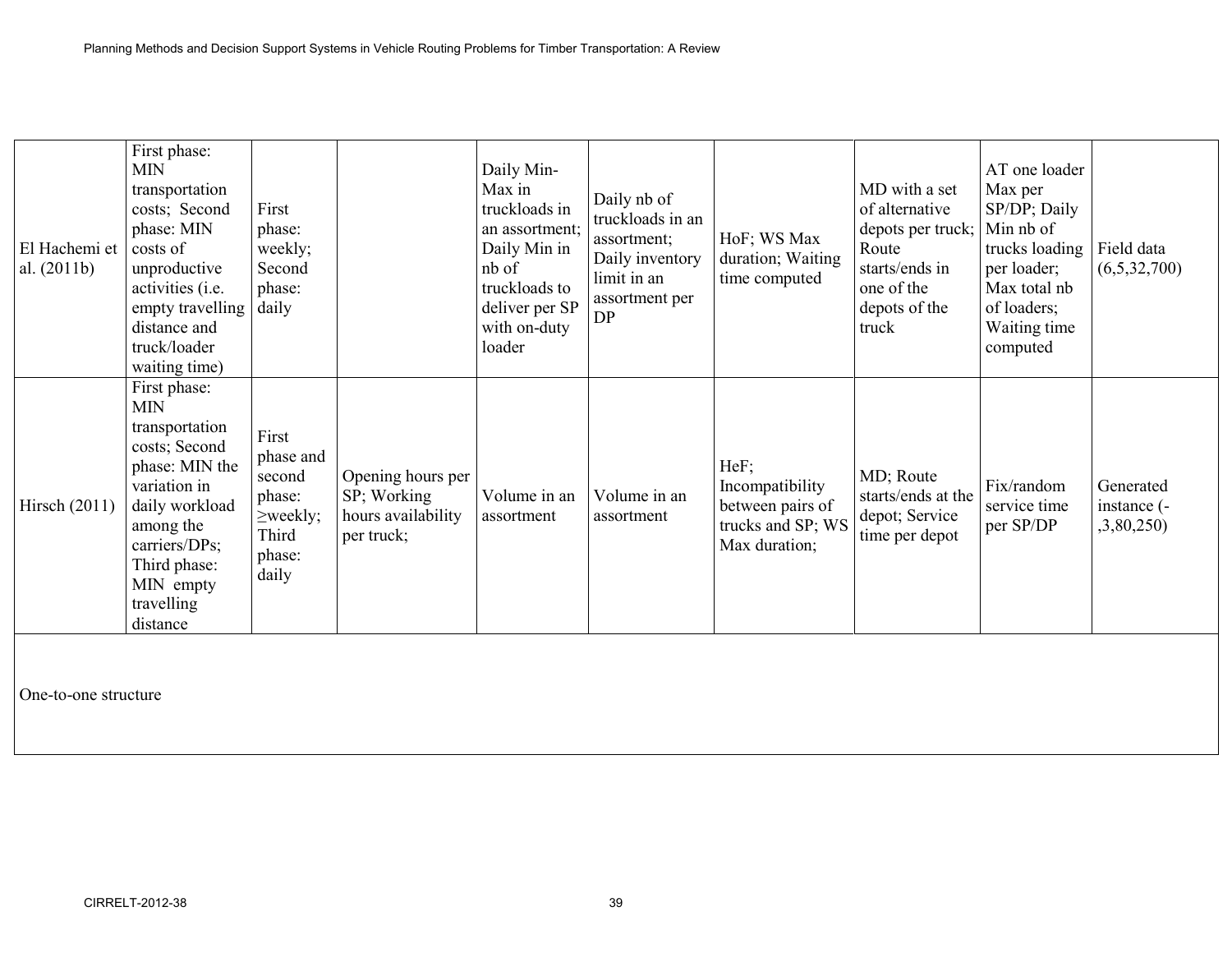| | | | | | | | | | |
|---|---|---|---|---|---|---|---|---|---|
| El Hachemi et al. (2011b) | First phase: MIN transportation costs; Second phase: MIN costs of unproductive activities (i.e. empty travelling distance and truck/loader waiting time) | First phase: weekly; Second phase: daily | | Daily Min-Max in truckloads in an assortment; Daily Min in nb of truckloads to deliver per SP with on-duty loader | Daily nb of truckloads in an assortment; Daily inventory limit in an assortment per DP | HoF; WS Max duration; Waiting time computed | MD with a set of alternative depots per truck; Route starts/ends in one of the depots of the truck | AT one loader Max per SP/DP; Daily Min nb of trucks loading per loader; Max total nb of loaders; Waiting time computed | Field data (6,5,32,700) |
| Hirsch (2011) | First phase: MIN transportation costs; Second phase: MIN the variation in daily workload among the carriers/DPs; Third phase: MIN empty travelling distance | First phase and second phase: ≥weekly; Third phase: daily | Opening hours per SP; Working hours availability per truck; | Volume in an assortment | Volume in an assortment | HeF; Incompatibility between pairs of trucks and SP; WS Max duration; | MD; Route starts/ends at the depot; Service time per depot | Fix/random service time per SP/DP | Generated instance (-,3,80,250) |
| One-to-one structure | | | | | | | | | |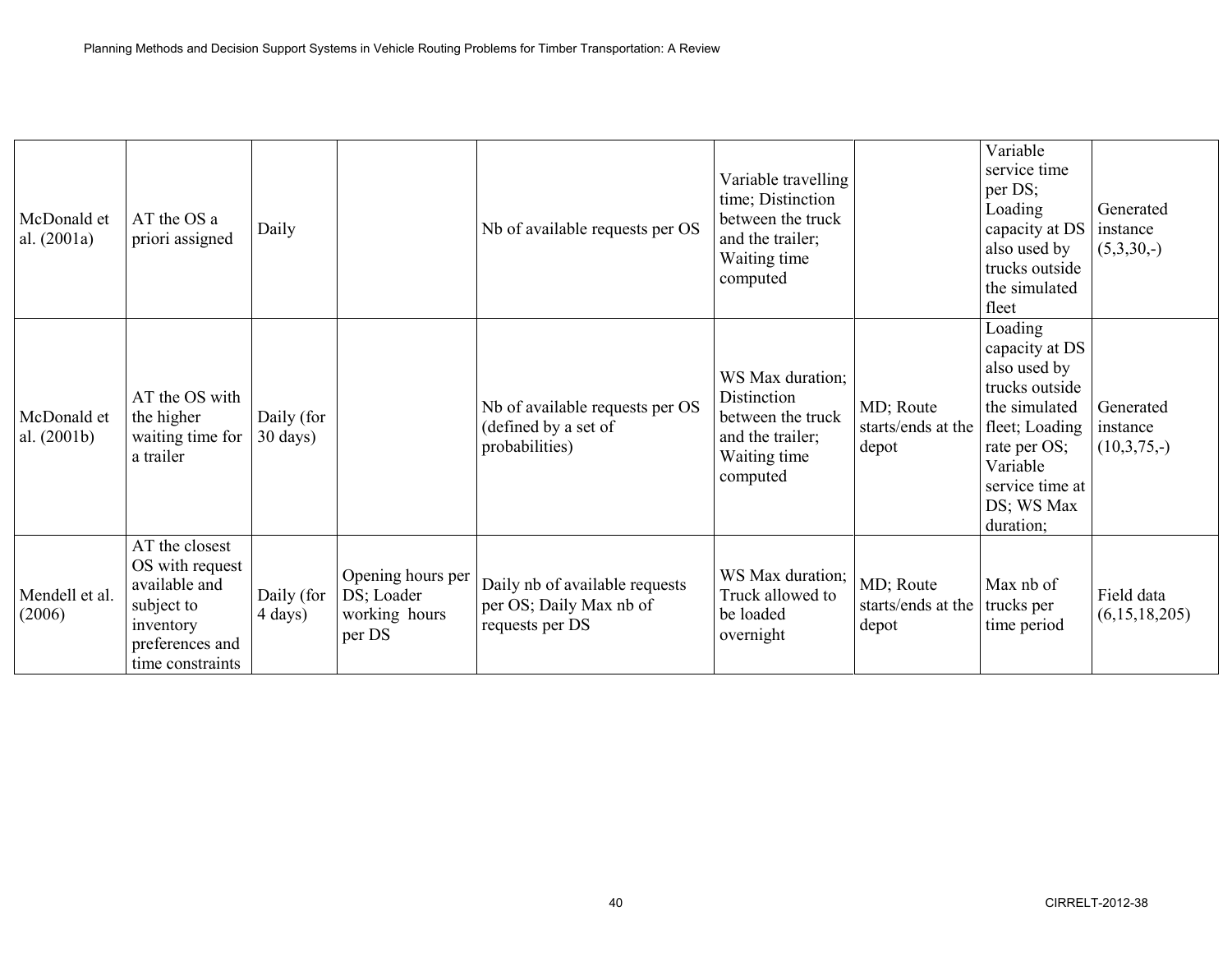| | | | | | | | | |
|---|---|---|---|---|---|---|---|---|
| McDonald et al. (2001a) | AT the OS a priori assigned | Daily | | Nb of available requests per OS | Variable travelling time; Distinction between the truck and the trailer; Waiting time computed | | Variable service time per DS; Loading capacity at DS also used by trucks outside the simulated fleet | Generated instance (5,3,30,-) |
| McDonald et al. (2001b) | AT the OS with the higher waiting time for a trailer | Daily (for 30 days) | | Nb of available requests per OS (defined by a set of probabilities) | WS Max duration; Distinction between the truck and the trailer; Waiting time computed | MD; Route starts/ends at the depot | Loading capacity at DS also used by trucks outside the simulated fleet; Loading rate per OS; Variable service time at DS; WS Max duration; | Generated instance (10,3,75,-) |
| Mendell et al. (2006) | AT the closest OS with request available and subject to inventory preferences and time constraints | Daily (for 4 days) | Opening hours per DS; Loader working hours per DS | Daily nb of available requests per OS; Daily Max nb of requests per DS | WS Max duration; Truck allowed to be loaded overnight | MD; Route starts/ends at the depot | Max nb of trucks per time period | Field data (6,15,18,205) |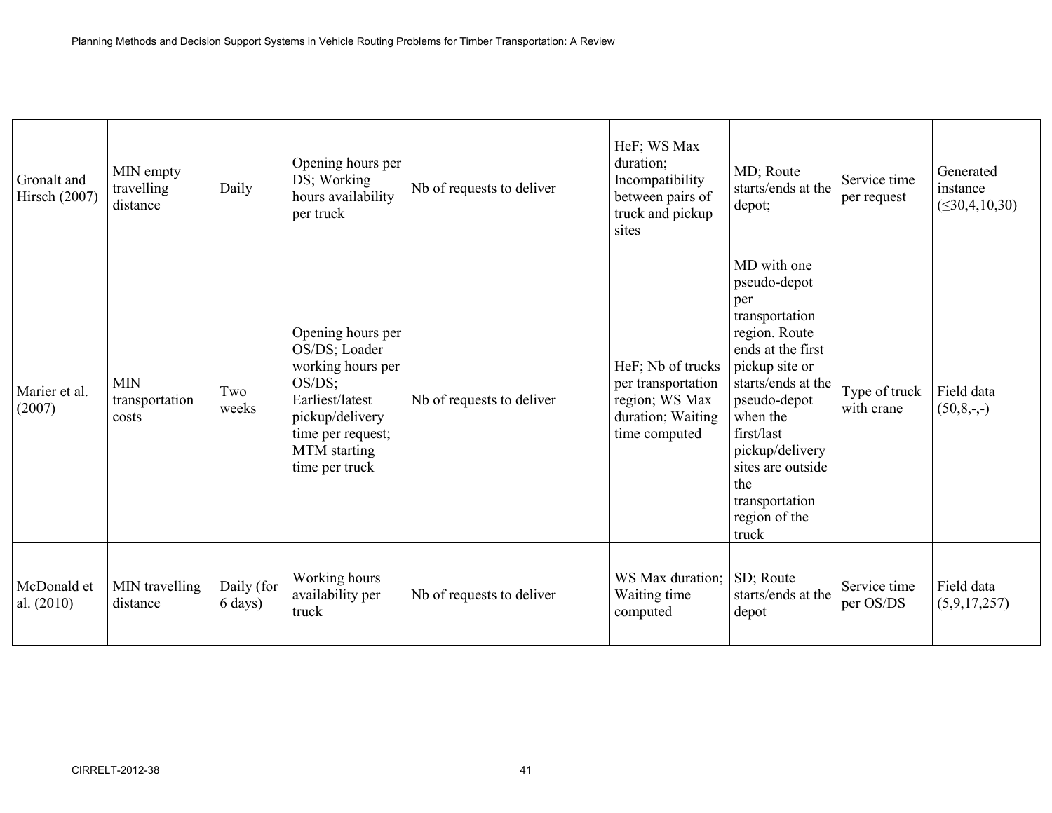| | | | | | | | | |
|---|---|---|---|---|---|---|---|---|
| Gronalt and Hirsch (2007) | MIN empty travelling distance | Daily | Opening hours per DS; Working hours availability per truck | Nb of requests to deliver | HeF; WS Max duration; Incompatibility between pairs of truck and pickup sites | MD; Route starts/ends at the depot; | Service time per request | Generated instance (≤30,4,10,30) |
| Marier et al. (2007) | MIN transportation costs | Two weeks | Opening hours per OS/DS; Loader working hours per OS/DS; Earliest/latest pickup/delivery time per request; MTM starting time per truck | Nb of requests to deliver | HeF; Nb of trucks per transportation region; WS Max duration; Waiting time computed | MD with one pseudo-depot per transportation region. Route ends at the first pickup site or starts/ends at the pseudo-depot when the first/last pickup/delivery sites are outside the transportation region of the truck | Type of truck with crane | Field data (50,8,-,-) |
| McDonald et al. (2010) | MIN travelling distance | Daily (for 6 days) | Working hours availability per truck | Nb of requests to deliver | WS Max duration; Waiting time computed | SD; Route starts/ends at the depot | Service time per OS/DS | Field data (5,9,17,257) |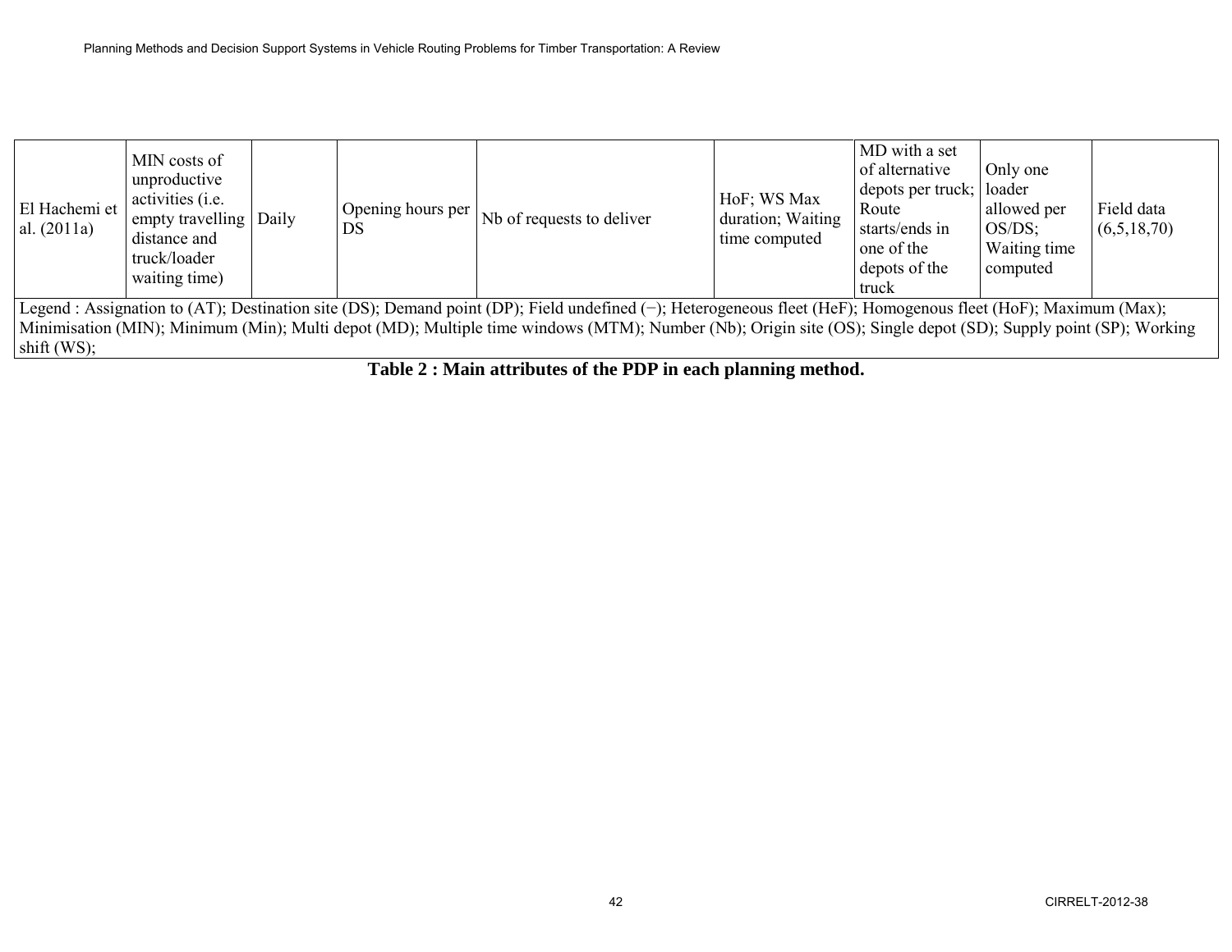| | | | | | | | | |
|---|---|---|---|---|---|---|---|---|
| El Hachemi et al. (2011a) | MIN costs of unproductive activities (i.e. empty travelling distance and truck/loader waiting time) | Daily | Opening hours per DS | Nb of requests to deliver | HoF; WS Max duration; Waiting time computed | MD with a set of alternative depots per truck; Route starts/ends in one of the depots of the truck | Only one loader allowed per OS/DS; Waiting time computed | Field data (6,5,18,70) |

Legend : Assignation to (AT); Destination site (DS); Demand point (DP); Field undefined (−); Heterogeneous fleet (HeF); Homogenous fleet (HoF); Maximum (Max); Minimisation (MIN); Minimum (Min); Multi depot (MD); Multiple time windows (MTM); Number (Nb); Origin site (OS); Single depot (SD); Supply point (SP); Working shift (WS);

**Table 2 : Main attributes of the PDP in each planning method.**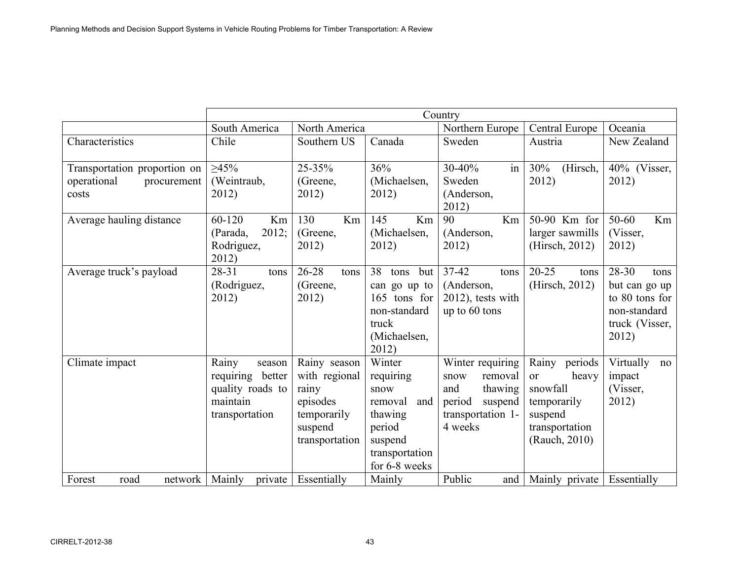| | Country | | | | | |
|---|---|---|---|---|---|---|
| | South America | North America | | Northern Europe | Central Europe | Oceania |
| Characteristics | Chile | Southern US | Canada | Sweden | Austria | New Zealand |
| Transportation proportion on operational procurement costs | ≥45% (Weintraub, 2012) | 25-35% (Greene, 2012) | 36% (Michaelsen, 2012) | 30-40% in Sweden (Anderson, 2012) | 30% (Hirsch, 2012) | 40% (Visser, 2012) |
| Average hauling distance | 60-120 Km (Parada, 2012; Rodriguez, 2012) | 130 Km (Greene, 2012) | 145 Km (Michaelsen, 2012) | 90 Km (Anderson, 2012) | 50-90 Km for larger sawmills (Hirsch, 2012) | 50-60 Km (Visser, 2012) |
| Average truck's payload | 28-31 tons (Rodriguez, 2012) | 26-28 tons (Greene, 2012) | 38 tons but can go up to 165 tons for non-standard truck (Michaelsen, 2012) | 37-42 tons (Anderson, 2012), tests with up to 60 tons | 20-25 tons (Hirsch, 2012) | 28-30 tons but can go up to 80 tons for non-standard truck (Visser, 2012) |
| Climate impact | Rainy season requiring better quality roads to maintain transportation | Rainy season with regional rainy episodes temporarily suspend transportation | Winter requiring snow removal and thawing period suspend transportation for 6-8 weeks | Winter requiring snow removal and thawing period suspend transportation 1-4 weeks | Rainy periods or heavy snowfall temporarily suspend transportation (Rauch, 2010) | Virtually no impact (Visser, 2012) |
| Forest road network | Mainly private | Essentially | Mainly | Public and | Mainly private | Essentially |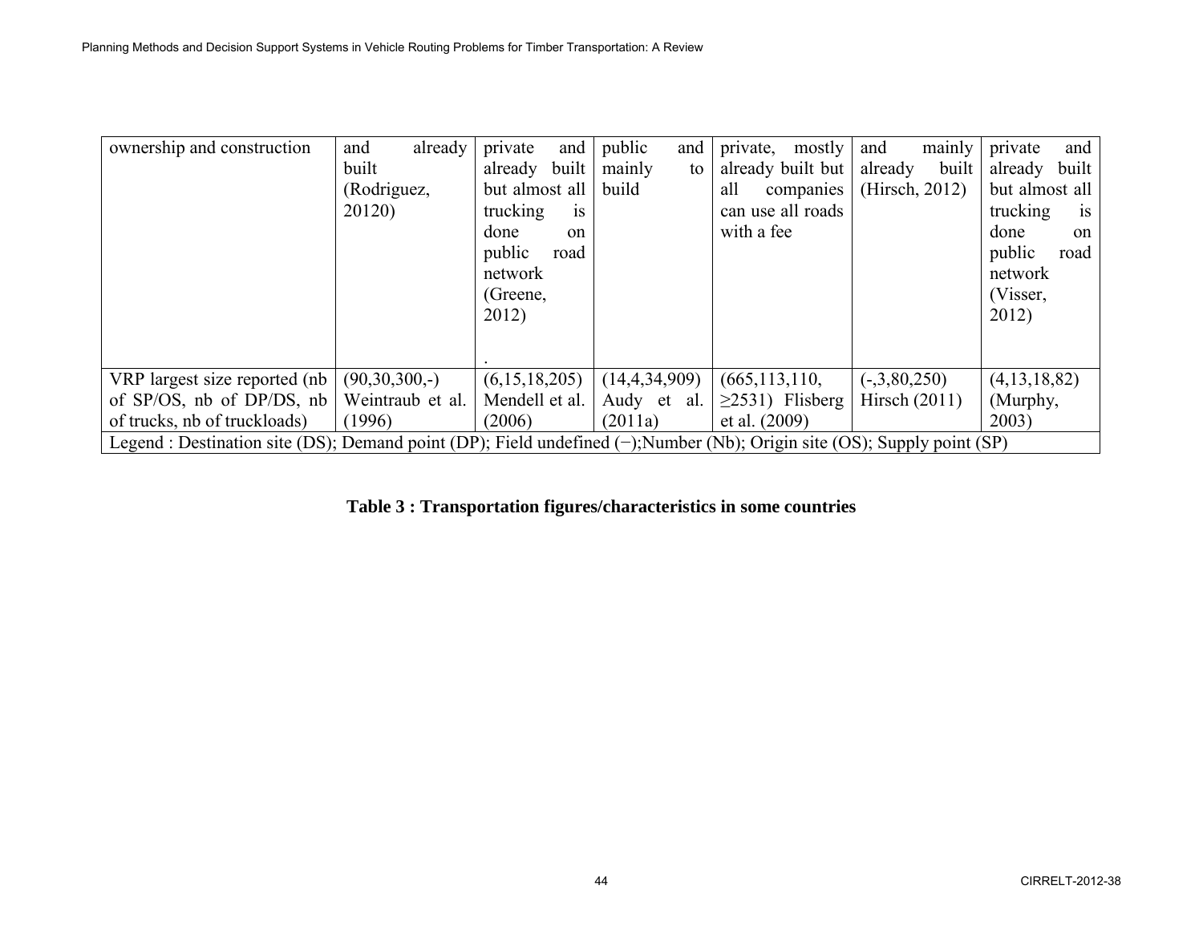| ownership and construction | and already built (Rodriguez, 20120) | private and already built but almost all trucking is done on public road network (Greene, 2012) . | public and mainly to build | private, mostly already built but all companies can use all roads with a fee | and mainly already built (Hirsch, 2012) | private and already built but almost all trucking is done on public road network (Visser, 2012) |
|---|---|---|---|---|---|---|
| VRP largest size reported (nb of SP/OS, nb of DP/DS, nb of trucks, nb of truckloads) | (90,30,300,-) Weintraub et al. (1996) | (6,15,18,205) Mendell et al. (2006) | (14,4,34,909) Audy et al. (2011a) | (665,113,110, ≥2531) Flisberg et al. (2009) | (-,3,80,250) Hirsch (2011) | (4,13,18,82) (Murphy, 2003) |
| Legend : Destination site (DS); Demand point (DP); Field undefined (−);Number (Nb); Origin site (OS); Supply point (SP) | | | | | | |

**Table 3 : Transportation figures/characteristics in some countries**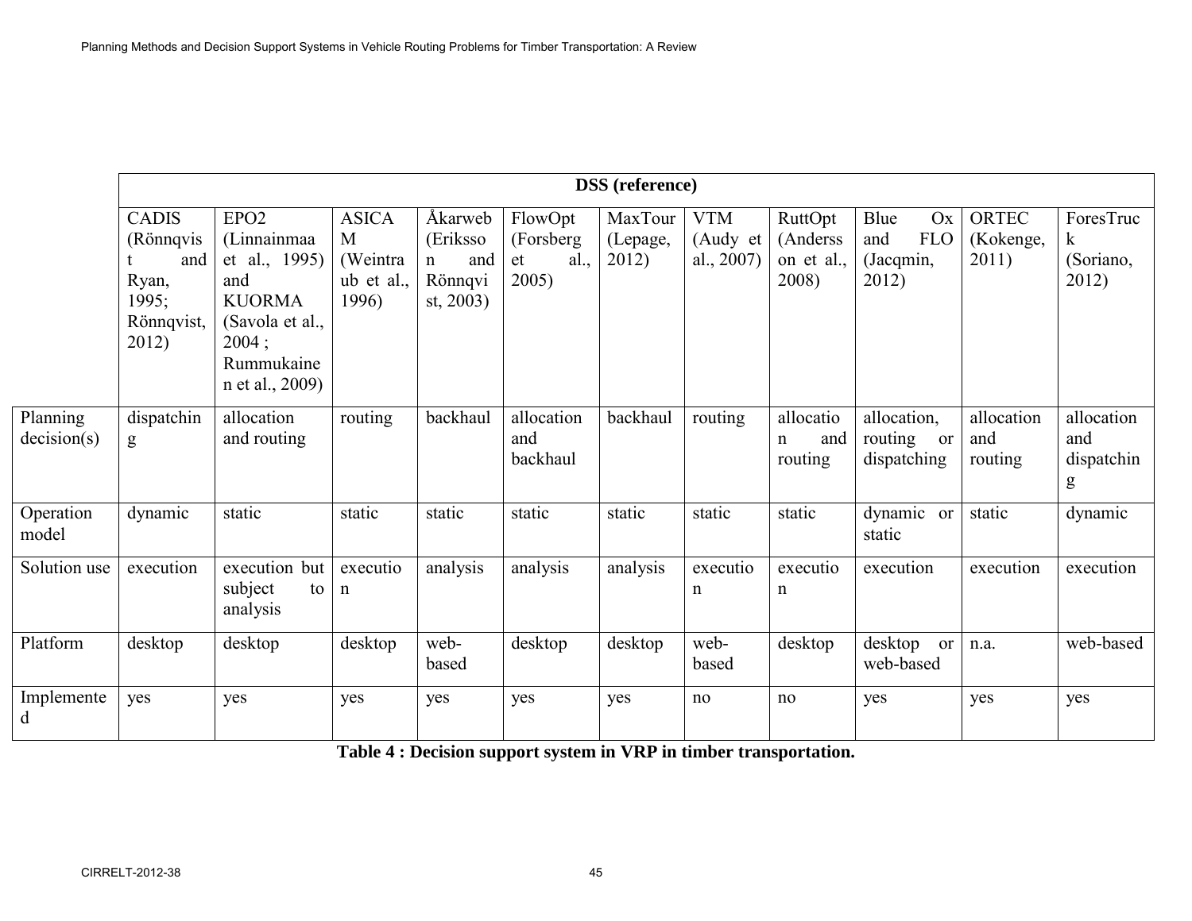| | DSS (reference) | | | | | | | | | | |
|---|---|---|---|---|---|---|---|---|---|---|---|
| | CADIS (Rönnqvist and Ryan, 1995; Rönnqvist, 2012) | EPO2 (Linnainmaa et al., 1995) and KUORMA (Savola et al., 2004 ; Rummukainen et al., 2009) | ASICAM (Weintraub et al., 1996) | Åkarweb (Eriksson and Rönnqvist, 2003) | FlowOpt (Forsberg et al., 2005) | MaxTour (Lepage, 2012) | VTM (Audy et al., 2007) | RuttOpt (Andersson et al., 2008) | Blue Ox and FLO (Jacqmin, 2012) | ORTEC (Kokenge, 2011) | ForesTruck (Soriano, 2012) |
| Planning decision(s) | dispatching | allocation and routing | routing | backhaul | allocation and backhaul | backhaul | routing | allocation and routing | allocation, routing or dispatching | allocation and routing | allocation and dispatching |
| Operation model | dynamic | static | static | static | static | static | static | static | dynamic or static | static | dynamic |
| Solution use | execution | execution but subject to analysis | execution | analysis | analysis | analysis | execution | execution | execution | execution | execution |
| Platform | desktop | desktop | desktop | web-based | desktop | desktop | web-based | desktop | desktop or web-based | n.a. | web-based |
| Implemented | yes | yes | yes | yes | yes | yes | no | no | yes | yes | yes |

**Table 4 : Decision support system in VRP in timber transportation.**